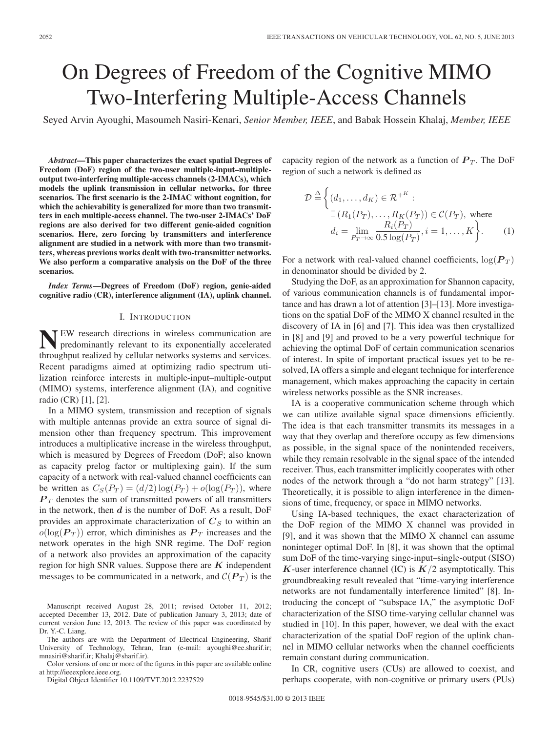# On Degrees of Freedom of the Cognitive MIMO Two-Interfering Multiple-Access Channels

Seyed Arvin Ayoughi, Masoumeh Nasiri-Kenari, *Senior Member, IEEE*, and Babak Hossein Khalaj, *Member, IEEE*

***Abstract*—This paper characterizes the exact spatial Degrees of Freedom (DoF) region of the two-user multiple-input–multiple-output two-interfering multiple-access channels (2-IMACs), which models the uplink transmission in cellular networks, for three scenarios. The first scenario is the 2-IMAC without cognition, for which the achievability is generalized for more than two transmitters in each multiple-access channel. The two-user 2-IMACs' DoF regions are also derived for two different genie-aided cognition scenarios. Here, zero forcing by transmitters and interference alignment are studied in a network with more than two transmitters, whereas previous works dealt with two-transmitter networks. We also perform a comparative analysis on the DoF of the three scenarios.**

***Index Terms*—Degrees of Freedom (DoF) region, genie-aided cognitive radio (CR), interference alignment (IA), uplink channel.**

## I. Introduction

New research directions in wireless communication are predominantly relevant to its exponentially accelerated throughput realized by cellular networks systems and services. Recent paradigms aimed at optimizing radio spectrum utilization reinforce interests in multiple-input–multiple-output (MIMO) systems, interference alignment (IA), and cognitive radio (CR) [1], [2].

In a MIMO system, transmission and reception of signals with multiple antennas provide an extra source of signal dimension other than frequency spectrum. This improvement introduces a multiplicative increase in the wireless throughput, which is measured by Degrees of Freedom (DoF; also known as capacity prelog factor or multiplexing gain). If the sum capacity of a network with real-valued channel coefficients can be written as $C_S(P_T) = (d/2)\log(P_T) + o(\log(P_T))$, where $\boldsymbol{P}_T$ denotes the sum of transmitted powers of all transmitters in the network, then $\boldsymbol{d}$ is the number of DoF. As a result, DoF provides an approximate characterization of $\boldsymbol{C}_S$ to within an $o(\log(\boldsymbol{P}_T))$ error, which diminishes as $\boldsymbol{P}_T$ increases and the network operates in the high SNR regime. The DoF region of a network also provides an approximation of the capacity region for high SNR values. Suppose there are $\boldsymbol{K}$ independent messages to be communicated in a network, and $\mathcal{C}(\boldsymbol{P}_T)$ is the capacity region of the network as a function of $\boldsymbol{P}_T$. The DoF region of such a network is defined as

$$\mathcal{D} \triangleq \Bigg\{ (d_1, \ldots, d_K) \in \mathcal{R}^{+^K} : \exists\, (R_1(P_T), \ldots, R_K(P_T)) \in \mathcal{C}(P_T), \text{ where } d_i = \lim_{P_T \to \infty} \frac{R_i(P_T)}{0.5\log(P_T)}, i = 1, \ldots, K \Bigg\}. \tag{1}$$

For a network with real-valued channel coefficients, $\log(\boldsymbol{P}_T)$ in denominator should be divided by 2.

Studying the DoF, as an approximation for Shannon capacity, of various communication channels is of fundamental importance and has drawn a lot of attention [3]–[13]. More investigations on the spatial DoF of the MIMO X channel resulted in the discovery of IA in [6] and [7]. This idea was then crystallized in [8] and [9] and proved to be a very powerful technique for achieving the optimal DoF of certain communication scenarios of interest. In spite of important practical issues yet to be resolved, IA offers a simple and elegant technique for interference management, which makes approaching the capacity in certain wireless networks possible as the SNR increases.

IA is a cooperative communication scheme through which we can utilize available signal space dimensions efficiently. The idea is that each transmitter transmits its messages in a way that they overlap and therefore occupy as few dimensions as possible, in the signal space of the nonintended receivers, while they remain resolvable in the signal space of the intended receiver. Thus, each transmitter implicitly cooperates with other nodes of the network through a "do not harm strategy" [13]. Theoretically, it is possible to align interference in the dimensions of time, frequency, or space in MIMO networks.

Using IA-based techniques, the exact characterization of the DoF region of the MIMO X channel was provided in [9], and it was shown that the MIMO X channel can assume noninteger optimal DoF. In [8], it was shown that the optimal sum DoF of the time-varying singe-input–single-output (SISO) $\boldsymbol{K}$-user interference channel (IC) is $\boldsymbol{K}/2$ asymptotically. This groundbreaking result revealed that "time-varying interference networks are not fundamentally interference limited" [8]. Introducing the concept of "subspace IA," the asymptotic DoF characterization of the SISO time-varying cellular channel was studied in [10]. In this paper, however, we deal with the exact characterization of the spatial DoF region of the uplink channel in MIMO cellular networks when the channel coefficients remain constant during communication.

In CR, cognitive users (CUs) are allowed to coexist, and perhaps cooperate, with non-cognitive or primary users (PUs)

Manuscript received August 28, 2011; revised October 11, 2012; accepted December 13, 2012. Date of publication January 3, 2013; date of current version June 12, 2013. The review of this paper was coordinated by Dr. Y.-C. Liang.

The authors are with the Department of Electrical Engineering, Sharif University of Technology, Tehran, Iran (e-mail: ayoughi@ee.sharif.ir; mnasiri@sharif.ir; Khalaj@sharif.ir).

Color versions of one or more of the figures in this paper are available online at http://ieeexplore.ieee.org.

Digital Object Identifier 10.1109/TVT.2012.2237529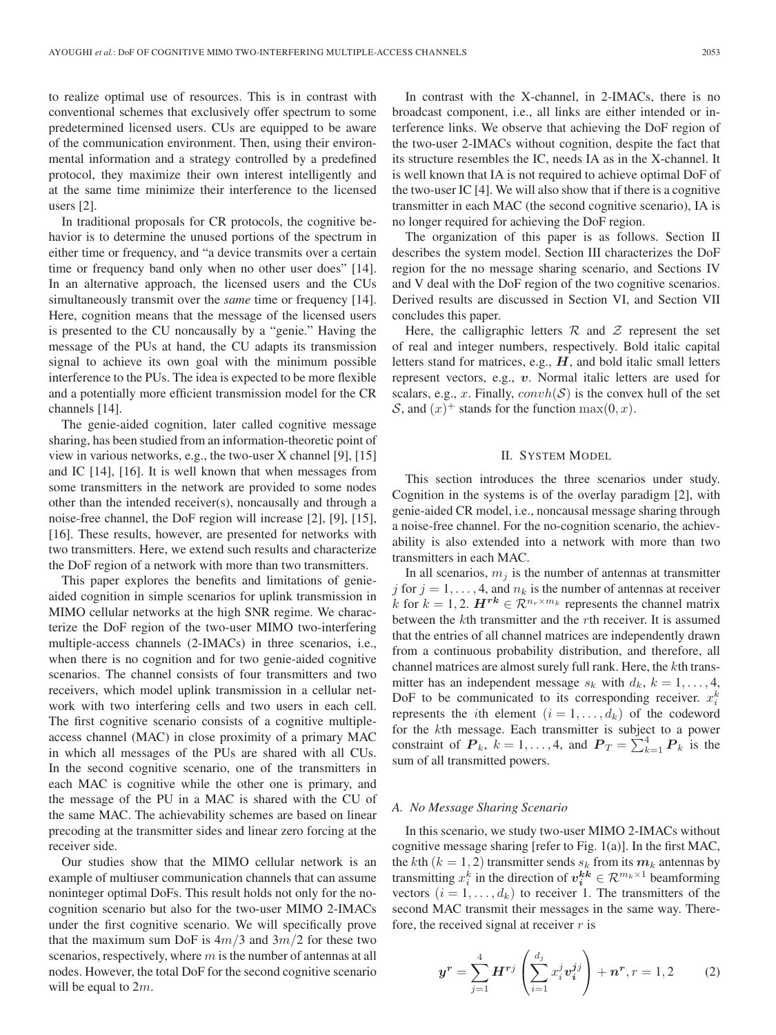to realize optimal use of resources. This is in contrast with conventional schemes that exclusively offer spectrum to some predetermined licensed users. CUs are equipped to be aware of the communication environment. Then, using their environmental information and a strategy controlled by a predefined protocol, they maximize their own interest intelligently and at the same time minimize their interference to the licensed users [2].

In traditional proposals for CR protocols, the cognitive behavior is to determine the unused portions of the spectrum in either time or frequency, and "a device transmits over a certain time or frequency band only when no other user does" [14]. In an alternative approach, the licensed users and the CUs simultaneously transmit over the *same* time or frequency [14]. Here, cognition means that the message of the licensed users is presented to the CU noncausally by a "genie." Having the message of the PUs at hand, the CU adapts its transmission signal to achieve its own goal with the minimum possible interference to the PUs. The idea is expected to be more flexible and a potentially more efficient transmission model for the CR channels [14].

The genie-aided cognition, later called cognitive message sharing, has been studied from an information-theoretic point of view in various networks, e.g., the two-user X channel [9], [15] and IC [14], [16]. It is well known that when messages from some transmitters in the network are provided to some nodes other than the intended receiver(s), noncausally and through a noise-free channel, the DoF region will increase [2], [9], [15], [16]. These results, however, are presented for networks with two transmitters. Here, we extend such results and characterize the DoF region of a network with more than two transmitters.

This paper explores the benefits and limitations of genie-aided cognition in simple scenarios for uplink transmission in MIMO cellular networks at the high SNR regime. We characterize the DoF region of the two-user MIMO two-interfering multiple-access channels (2-IMACs) in three scenarios, i.e., when there is no cognition and for two genie-aided cognitive scenarios. The channel consists of four transmitters and two receivers, which model uplink transmission in a cellular network with two interfering cells and two users in each cell. The first cognitive scenario consists of a cognitive multiple-access channel (MAC) in close proximity of a primary MAC in which all messages of the PUs are shared with all CUs. In the second cognitive scenario, one of the transmitters in each MAC is cognitive while the other one is primary, and the message of the PU in a MAC is shared with the CU of the same MAC. The achievability schemes are based on linear precoding at the transmitter sides and linear zero forcing at the receiver side.

Our studies show that the MIMO cellular network is an example of multiuser communication channels that can assume noninteger optimal DoFs. This result holds not only for the no-cognition scenario but also for the two-user MIMO 2-IMACs under the first cognitive scenario. We will specifically prove that the maximum sum DoF is $4m/3$ and $3m/2$ for these two scenarios, respectively, where $m$ is the number of antennas at all nodes. However, the total DoF for the second cognitive scenario will be equal to $2m$.

In contrast with the X-channel, in 2-IMACs, there is no broadcast component, i.e., all links are either intended or interference links. We observe that achieving the DoF region of the two-user 2-IMACs without cognition, despite the fact that its structure resembles the IC, needs IA as in the X-channel. It is well known that IA is not required to achieve optimal DoF of the two-user IC [4]. We will also show that if there is a cognitive transmitter in each MAC (the second cognitive scenario), IA is no longer required for achieving the DoF region.

The organization of this paper is as follows. Section II describes the system model. Section III characterizes the DoF region for the no message sharing scenario, and Sections IV and V deal with the DoF region of the two cognitive scenarios. Derived results are discussed in Section VI, and Section VII concludes this paper.

Here, the calligraphic letters $\mathcal{R}$ and $\mathcal{Z}$ represent the set of real and integer numbers, respectively. Bold italic capital letters stand for matrices, e.g., $\boldsymbol{H}$, and bold italic small letters represent vectors, e.g., $\boldsymbol{v}$. Normal italic letters are used for scalars, e.g., $x$. Finally, $convh(\mathcal{S})$ is the convex hull of the set $\mathcal{S}$, and $(x)^+$ stands for the function $\max(0, x)$.

## II. System Model

This section introduces the three scenarios under study. Cognition in the systems is of the overlay paradigm [2], with genie-aided CR model, i.e., noncausal message sharing through a noise-free channel. For the no-cognition scenario, the achievability is also extended into a network with more than two transmitters in each MAC.

In all scenarios, $m_j$ is the number of antennas at transmitter $j$ for $j = 1, \ldots, 4$, and $n_k$ is the number of antennas at receiver $k$ for $k = 1, 2$. $\boldsymbol{H^{rk}} \in \mathcal{R}^{n_r \times m_k}$ represents the channel matrix between the $k$th transmitter and the $r$th receiver. It is assumed that the entries of all channel matrices are independently drawn from a continuous probability distribution, and therefore, all channel matrices are almost surely full rank. Here, the $k$th transmitter has an independent message $s_k$ with $d_k$, $k = 1, \ldots, 4$, DoF to be communicated to its corresponding receiver. $x_i^k$ represents the $i$th element $(i = 1, \ldots, d_k)$ of the codeword for the $k$th message. Each transmitter is subject to a power constraint of $\boldsymbol{P}_k$, $k = 1, \ldots, 4$, and $\boldsymbol{P}_T = \sum_{k=1}^{4} \boldsymbol{P}_k$ is the sum of all transmitted powers.

### A. No Message Sharing Scenario

In this scenario, we study two-user MIMO 2-IMACs without cognitive message sharing [refer to Fig. 1(a)]. In the first MAC, the $k$th $(k = 1, 2)$ transmitter sends $s_k$ from its $\boldsymbol{m}_k$ antennas by transmitting $x_i^k$ in the direction of $\boldsymbol{v_i^{kk}} \in \mathcal{R}^{m_k \times 1}$ beamforming vectors $(i = 1, \ldots, d_k)$ to receiver 1. The transmitters of the second MAC transmit their messages in the same way. Therefore, the received signal at receiver $r$ is

$$\boldsymbol{y^r} = \sum_{j=1}^{4} \boldsymbol{H^{rj}} \left( \sum_{i=1}^{d_j} x_i^j \boldsymbol{v_i^{jj}} \right) + \boldsymbol{n^r}, r = 1, 2 \qquad (2)$$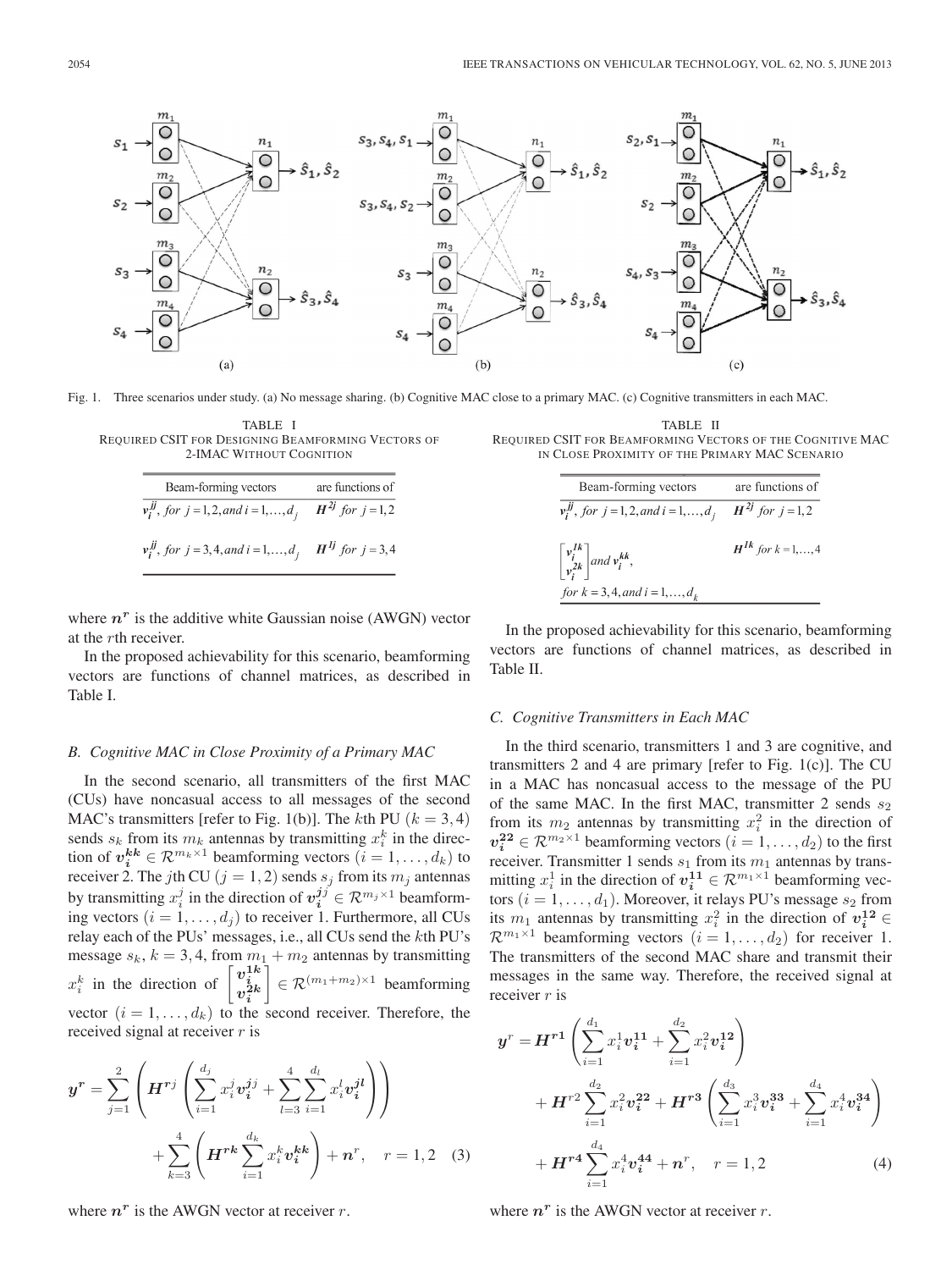Fig. 1. Three scenarios under study. (a) No message sharing. (b) Cognitive MAC close to a primary MAC. (c) Cognitive transmitters in each MAC.

TABLE I
REQUIRED CSIT FOR DESIGNING BEAMFORMING VECTORS OF 2-IMAC WITHOUT COGNITION

| Beam-forming vectors | are functions of |
|---|---|
| $v_i^{jj}$, for $j=1,2$, and $i=1,\ldots,d_j$ | $H^{2j}$ for $j=1,2$ |
| $v_i^{jj}$, for $j=3,4$, and $i=1,\ldots,d_j$ | $H^{1j}$ for $j=3,4$ |

where $\boldsymbol{n^r}$ is the additive white Gaussian noise (AWGN) vector at the $r$th receiver.

In the proposed achievability for this scenario, beamforming vectors are functions of channel matrices, as described in Table I.

### B. Cognitive MAC in Close Proximity of a Primary MAC

In the second scenario, all transmitters of the first MAC (CUs) have noncasual access to all messages of the second MAC's transmitters [refer to Fig. 1(b)]. The $k$th PU ($k = 3, 4$) sends $s_k$ from its $m_k$ antennas by transmitting $x_i^k$ in the direction of $\boldsymbol{v_i^{kk}} \in \mathcal{R}^{m_k \times 1}$ beamforming vectors ($i = 1, \ldots, d_k$) to receiver 2. The $j$th CU ($j = 1, 2$) sends $s_j$ from its $m_j$ antennas by transmitting $x_i^j$ in the direction of $\boldsymbol{v_i^{jj}} \in \mathcal{R}^{m_j \times 1}$ beamforming vectors ($i = 1, \ldots, d_j$) to receiver 1. Furthermore, all CUs relay each of the PUs' messages, i.e., all CUs send the $k$th PU's message $s_k$, $k = 3, 4$, from $m_1 + m_2$ antennas by transmitting $x_i^k$ in the direction of $\begin{bmatrix} \boldsymbol{v_i^{1k}} \\ \boldsymbol{v_i^{2k}} \end{bmatrix} \in \mathcal{R}^{(m_1+m_2)\times 1}$ beamforming vector ($i = 1, \ldots, d_k$) to the second receiver. Therefore, the received signal at receiver $r$ is

$$\boldsymbol{y^r} = \sum_{j=1}^{2} \left( \boldsymbol{H}^{\boldsymbol{r}j} \left( \sum_{i=1}^{d_j} x_i^j \boldsymbol{v_i^{jj}} + \sum_{l=3}^{4} \sum_{i=1}^{d_l} x_i^l \boldsymbol{v_i^{jl}} \right) \right) + \sum_{k=3}^{4} \left( \boldsymbol{H^{rk}} \sum_{i=1}^{d_k} x_i^k \boldsymbol{v_i^{kk}} \right) + \boldsymbol{n}^r, \quad r = 1, 2 \quad (3)$$

where $\boldsymbol{n^r}$ is the AWGN vector at receiver $r$.

TABLE II
REQUIRED CSIT FOR BEAMFORMING VECTORS OF THE COGNITIVE MAC IN CLOSE PROXIMITY OF THE PRIMARY MAC SCENARIO

| Beam-forming vectors | are functions of |
|---|---|
| $v_i^{jj}$, for $j=1,2$, and $i=1,\ldots,d_j$ | $H^{2j}$ for $j=1,2$ |
| $\begin{bmatrix} v_i^{1k} \\ v_i^{2k} \end{bmatrix}$ and $v_i^{kk}$, for $k=3,4$, and $i=1,\ldots,d_k$ | $H^{1k}$ for $k=1,\ldots,4$ |

In the proposed achievability for this scenario, beamforming vectors are functions of channel matrices, as described in Table II.

### C. Cognitive Transmitters in Each MAC

In the third scenario, transmitters 1 and 3 are cognitive, and transmitters 2 and 4 are primary [refer to Fig. 1(c)]. The CU in a MAC has noncausal access to the message of the PU of the same MAC. In the first MAC, transmitter 2 sends $s_2$ from its $m_2$ antennas by transmitting $x_i^2$ in the direction of $\boldsymbol{v_i^{22}} \in \mathcal{R}^{m_2 \times 1}$ beamforming vectors ($i = 1, \ldots, d_2$) to the first receiver. Transmitter 1 sends $s_1$ from its $m_1$ antennas by transmitting $x_i^1$ in the direction of $\boldsymbol{v_i^{11}} \in \mathcal{R}^{m_1 \times 1}$ beamforming vectors ($i = 1, \ldots, d_1$). Moreover, it relays PU's message $s_2$ from its $m_1$ antennas by transmitting $x_i^2$ in the direction of $\boldsymbol{v_i^{12}} \in \mathcal{R}^{m_1 \times 1}$ beamforming vectors ($i = 1, \ldots, d_2$) for receiver 1. The transmitters of the second MAC share and transmit their messages in the same way. Therefore, the received signal at receiver $r$ is

$$\boldsymbol{y}^r = \boldsymbol{H^{r1}} \left( \sum_{i=1}^{d_1} x_i^1 \boldsymbol{v_i^{11}} + \sum_{i=1}^{d_2} x_i^2 \boldsymbol{v_i^{12}} \right) + \boldsymbol{H}^{r2} \sum_{i=1}^{d_2} x_i^2 \boldsymbol{v_i^{22}} + \boldsymbol{H^{r3}} \left( \sum_{i=1}^{d_3} x_i^3 \boldsymbol{v_i^{33}} + \sum_{i=1}^{d_4} x_i^4 \boldsymbol{v_i^{34}} \right) + \boldsymbol{H^{r4}} \sum_{i=1}^{d_4} x_i^4 \boldsymbol{v_i^{44}} + \boldsymbol{n}^r, \quad r = 1, 2 \quad (4)$$

where $\boldsymbol{n^r}$ is the AWGN vector at receiver $r$.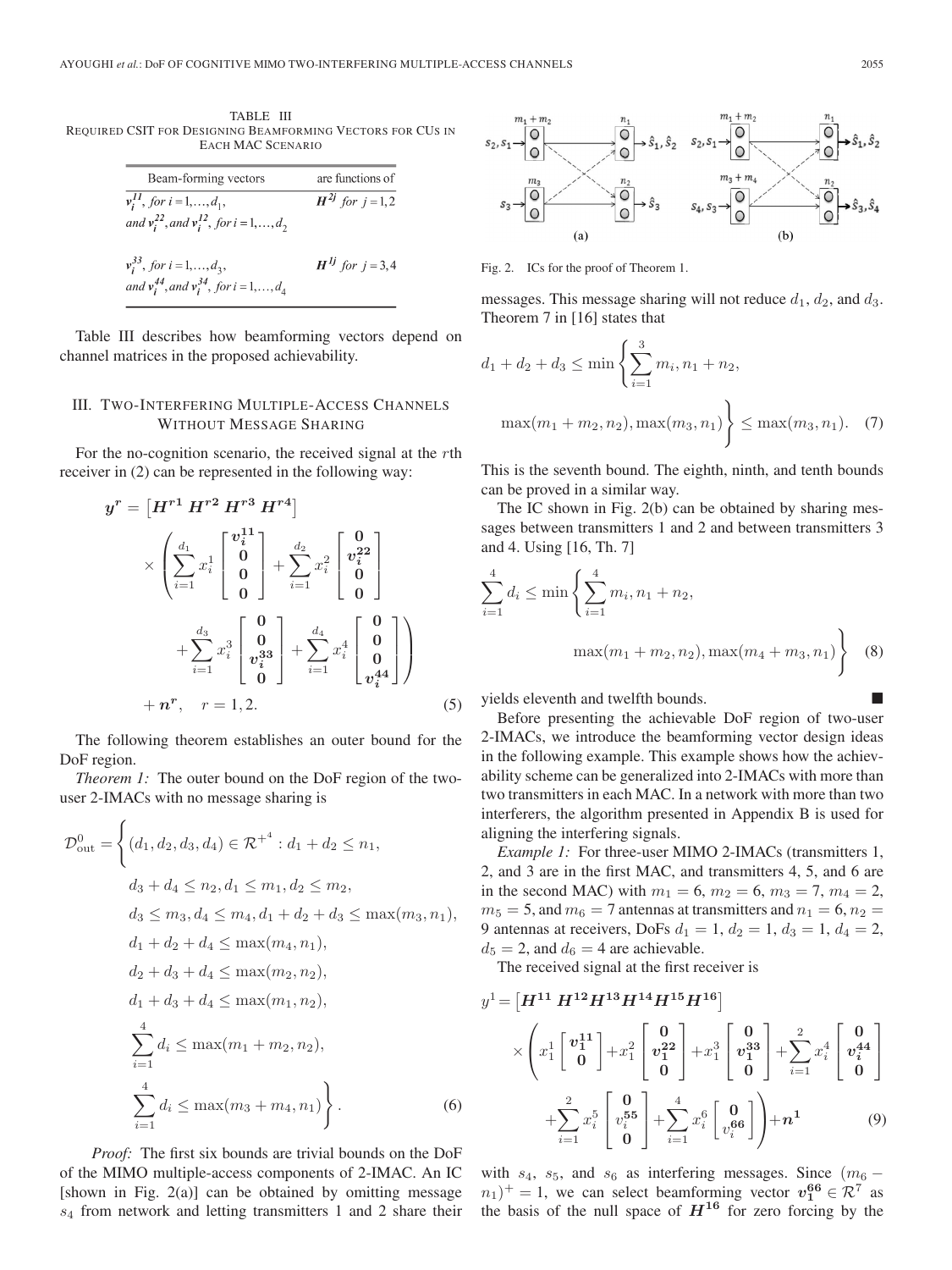TABLE III
REQUIRED CSIT FOR DESIGNING BEAMFORMING VECTORS FOR CUS IN EACH MAC SCENARIO

| Beam-forming vectors | are functions of |
| --- | --- |
| $\boldsymbol{v}_i^{11}$, for $i=1,\ldots,d_1$, and $\boldsymbol{v}_i^{22}$, and $\boldsymbol{v}_i^{12}$, for $i=1,\ldots,d_2$ | $\boldsymbol{H}^{2j}$ for $j=1,2$ |
| $\boldsymbol{v}_i^{33}$, for $i=1,\ldots,d_3$, and $\boldsymbol{v}_i^{44}$, and $\boldsymbol{v}_i^{34}$, for $i=1,\ldots,d_4$ | $\boldsymbol{H}^{1j}$ for $j=3,4$ |

Table III describes how beamforming vectors depend on channel matrices in the proposed achievability.

## III. Two-Interfering Multiple-Access Channels Without Message Sharing

For the no-cognition scenario, the received signal at the $r$th receiver in (2) can be represented in the following way:

$$
\boldsymbol{y}^r = \left[\boldsymbol{H}^{r1}\ \boldsymbol{H}^{r2}\ \boldsymbol{H}^{r3}\ \boldsymbol{H}^{r4}\right] \times \left(\sum_{i=1}^{d_1} x_i^1 \begin{bmatrix} \boldsymbol{v}_i^{11} \\ \boldsymbol{0} \\ \boldsymbol{0} \\ \boldsymbol{0} \end{bmatrix} + \sum_{i=1}^{d_2} x_i^2 \begin{bmatrix} \boldsymbol{0} \\ \boldsymbol{v}_i^{22} \\ \boldsymbol{0} \\ \boldsymbol{0} \end{bmatrix} + \sum_{i=1}^{d_3} x_i^3 \begin{bmatrix} \boldsymbol{0} \\ \boldsymbol{0} \\ \boldsymbol{v}_i^{33} \\ \boldsymbol{0} \end{bmatrix} + \sum_{i=1}^{d_4} x_i^4 \begin{bmatrix} \boldsymbol{0} \\ \boldsymbol{0} \\ \boldsymbol{0} \\ \boldsymbol{v}_i^{44} \end{bmatrix}\right) + \boldsymbol{n}^r, \quad r=1,2. \tag{5}
$$

The following theorem establishes an outer bound for the DoF region.

*Theorem 1:* The outer bound on the DoF region of the two-user 2-IMACs with no message sharing is

$$
\begin{aligned}
\mathcal{D}_{\text{out}}^0 = \Bigg\{ (d_1,d_2,d_3,d_4) \in \mathcal{R}^{+^4} : \; & d_1 + d_2 \le n_1, \\
& d_3 + d_4 \le n_2, d_1 \le m_1, d_2 \le m_2, \\
& d_3 \le m_3, d_4 \le m_4, d_1 + d_2 + d_3 \le \max(m_3, n_1), \\
& d_1 + d_2 + d_4 \le \max(m_4, n_1), \\
& d_2 + d_3 + d_4 \le \max(m_2, n_2), \\
& d_1 + d_3 + d_4 \le \max(m_1, n_2), \\
& \sum_{i=1}^{4} d_i \le \max(m_1 + m_2, n_2), \\
& \sum_{i=1}^{4} d_i \le \max(m_3 + m_4, n_1) \Bigg\}.
\end{aligned} \tag{6}
$$

*Proof:* The first six bounds are trivial bounds on the DoF of the MIMO multiple-access components of 2-IMAC. An IC [shown in Fig. 2(a)] can be obtained by omitting message $s_4$ from network and letting transmitters 1 and 2 share their messages. This message sharing will not reduce $d_1$, $d_2$, and $d_3$. Theorem 7 in [16] states that

$$
d_1 + d_2 + d_3 \le \min\left\{\sum_{i=1}^{3} m_i, n_1 + n_2, \max(m_1 + m_2, n_2), \max(m_3, n_1)\right\} \le \max(m_3, n_1). \tag{7}
$$

This is the seventh bound. The eighth, ninth, and tenth bounds can be proved in a similar way.

Fig. 2. ICs for the proof of Theorem 1.

The IC shown in Fig. 2(b) can be obtained by sharing messages between transmitters 1 and 2 and between transmitters 3 and 4. Using [16, Th. 7]

$$
\sum_{i=1}^{4} d_i \le \min\left\{\sum_{i=1}^{4} m_i, n_1 + n_2, \max(m_1 + m_2, n_2), \max(m_4 + m_3, n_1)\right\} \tag{8}
$$

yields eleventh and twelfth bounds. ■

Before presenting the achievable DoF region of two-user 2-IMACs, we introduce the beamforming vector design ideas in the following example. This example shows how the achievability scheme can be generalized into 2-IMACs with more than two transmitters in each MAC. In a network with more than two interferers, the algorithm presented in Appendix B is used for aligning the interfering signals.

*Example 1:* For three-user MIMO 2-IMACs (transmitters 1, 2, and 3 are in the first MAC, and transmitters 4, 5, and 6 are in the second MAC) with $m_1 = 6$, $m_2 = 6$, $m_3 = 7$, $m_4 = 2$, $m_5 = 5$, and $m_6 = 7$ antennas at transmitters and $n_1 = 6$, $n_2 = 9$ antennas at receivers, DoFs $d_1 = 1$, $d_2 = 1$, $d_3 = 1$, $d_4 = 2$, $d_5 = 2$, and $d_6 = 4$ are achievable.

The received signal at the first receiver is

$$
y^1 = \left[\boldsymbol{H}^{11}\ \boldsymbol{H}^{12} \boldsymbol{H}^{13} \boldsymbol{H}^{14} \boldsymbol{H}^{15} \boldsymbol{H}^{16}\right] \times \left(x_1^1 \begin{bmatrix} \boldsymbol{v}_1^{11} \\ \boldsymbol{0} \end{bmatrix} + x_1^2 \begin{bmatrix} \boldsymbol{0} \\ \boldsymbol{v}_1^{22} \\ \boldsymbol{0} \end{bmatrix} + x_1^3 \begin{bmatrix} \boldsymbol{0} \\ \boldsymbol{v}_1^{33} \\ \boldsymbol{0} \end{bmatrix} + \sum_{i=1}^{2} x_i^4 \begin{bmatrix} \boldsymbol{0} \\ \boldsymbol{v}_i^{44} \\ \boldsymbol{0} \end{bmatrix} + \sum_{i=1}^{2} x_i^5 \begin{bmatrix} \boldsymbol{0} \\ v_i^{55} \\ \boldsymbol{0} \end{bmatrix} + \sum_{i=1}^{4} x_i^6 \begin{bmatrix} \boldsymbol{0} \\ v_i^{66} \end{bmatrix}\right) + \boldsymbol{n}^1 \tag{9}
$$

with $s_4$, $s_5$, and $s_6$ as interfering messages. Since $(m_6 - n_1)^+ = 1$, we can select beamforming vector $\boldsymbol{v}_1^{66} \in \mathcal{R}^7$ as the basis of the null space of $\boldsymbol{H}^{16}$ for zero forcing by the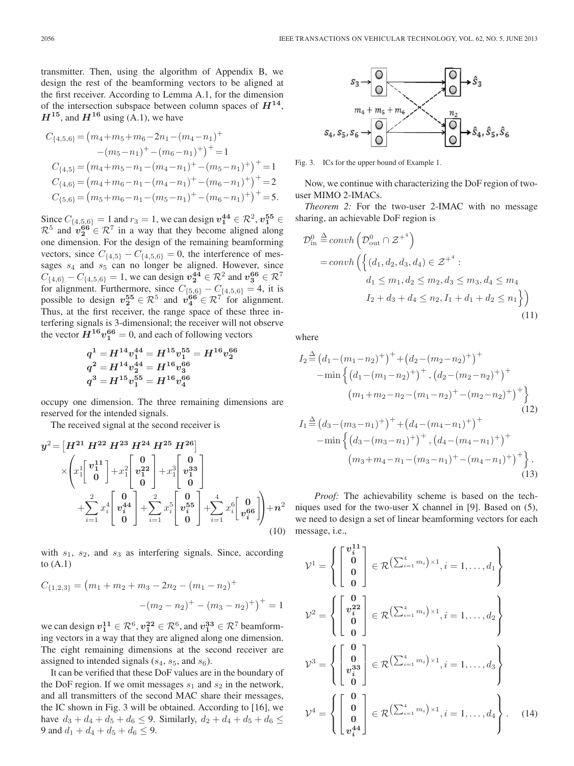transmitter. Then, using the algorithm of Appendix B, we design the rest of the beamforming vectors to be aligned at the first receiver. According to Lemma A.1, for the dimension of the intersection subspace between column spaces of $\boldsymbol{H^{14}}$, $\boldsymbol{H^{15}}$, and $\boldsymbol{H^{16}}$ using (A.1), we have

$$
\begin{aligned}
C_{\{4,5,6\}} &= \big(m_4+m_5+m_6-2n_1-(m_4-n_1)^+ \\
&\qquad -(m_5-n_1)^+-(m_6-n_1)^+\big)^+ = 1 \\
C_{\{4,5\}} &= \big(m_4+m_5-n_1-(m_4-n_1)^+-(m_5-n_1)^+\big)^+ = 1 \\
C_{\{4,6\}} &= \big(m_4+m_6-n_1-(m_4-n_1)^+-(m_6-n_1)^+\big)^+ = 2 \\
C_{\{5,6\}} &= \big(m_5+m_6-n_1-(m_5-n_1)^+-(m_6-n_1)^+\big)^+ = 5.
\end{aligned}
$$

Since $C_{\{4,5,6\}} = 1$ and $r_3 = 1$, we can design $\boldsymbol{v_1^{44}} \in \mathcal{R}^2$, $\boldsymbol{v_1^{55}} \in \mathcal{R}^5$ and $\boldsymbol{v_1^{66}} \in \mathcal{R}^7$ in a way that they become aligned along one dimension. For the design of the remaining beamforming vectors, since $C_{\{4,5\}} - C_{\{4,5,6\}} = 0$, the interference of messages $s_4$ and $s_5$ can no longer be aligned. However, since $C_{\{4,6\}} - C_{\{4,5,6\}} = 1$, we can design $\boldsymbol{v_2^{44}} \in \mathcal{R}^2$ and $\boldsymbol{v_3^{66}} \in \mathcal{R}^7$ for alignment. Furthermore, since $C_{\{5,6\}} - C_{\{4,5,6\}} = 4$, it is possible to design $\boldsymbol{v_2^{55}} \in \mathcal{R}^5$ and $\boldsymbol{v_4^{66}} \in \mathcal{R}^7$ for alignment. Thus, at the first receiver, the range space of these three interfering signals is 3-dimensional; the receiver will not observe the vector $\boldsymbol{H^{16}v_1^{66}} = 0$, and each of following vectors

$$
\begin{aligned}
\boldsymbol{q^1} &= \boldsymbol{H^{14}v_1^{44}} = \boldsymbol{H^{15}v_1^{55}} = \boldsymbol{H^{16}v_2^{66}} \\
\boldsymbol{q^2} &= \boldsymbol{H^{14}v_2^{44}} = \boldsymbol{H^{16}v_3^{66}} \\
\boldsymbol{q^3} &= \boldsymbol{H^{15}v_1^{55}} = \boldsymbol{H^{16}v_4^{66}}
\end{aligned}
$$

occupy one dimension. The three remaining dimensions are reserved for the intended signals.

The received signal at the second receiver is

$$
\begin{aligned}
\boldsymbol{y^2} &= \left[\boldsymbol{H^{21}}\ \boldsymbol{H^{22}}\ \boldsymbol{H^{23}}\ \boldsymbol{H^{24}}\ \boldsymbol{H^{25}}\ \boldsymbol{H^{26}}\right] \\
&\quad \times \left( x_1^1 \begin{bmatrix} \boldsymbol{v_1^{11}} \\ \boldsymbol{0} \end{bmatrix} + x_1^2 \begin{bmatrix} \boldsymbol{0} \\ \boldsymbol{v_1^{22}} \\ \boldsymbol{0} \end{bmatrix} + x_1^3 \begin{bmatrix} \boldsymbol{0} \\ \boldsymbol{v_1^{33}} \\ \boldsymbol{0} \end{bmatrix} \right. \\
&\quad \left. + \sum_{i=1}^{2} x_i^4 \begin{bmatrix} \boldsymbol{0} \\ \boldsymbol{v_i^{44}} \\ \boldsymbol{0} \end{bmatrix} + \sum_{i=1}^{2} x_i^5 \begin{bmatrix} \boldsymbol{0} \\ \boldsymbol{v_i^{55}} \\ \boldsymbol{0} \end{bmatrix} + \sum_{i=1}^{4} x_i^6 \begin{bmatrix} \boldsymbol{0} \\ \boldsymbol{v_i^{66}} \end{bmatrix} \right) + \boldsymbol{n^2}
\end{aligned}
\tag{10}
$$

with $s_1$, $s_2$, and $s_3$ as interfering signals. Since, according to (A.1)

$$
\begin{aligned}
C_{\{1,2,3\}} &= \big(m_1 + m_2 + m_3 - 2n_2 - (m_1 - n_2)^+ \\
&\qquad - (m_2 - n_2)^+ - (m_3 - n_2)^+\big)^+ = 1
\end{aligned}
$$

we can design $\boldsymbol{v_1^{11}} \in \mathcal{R}^6$, $\boldsymbol{v_1^{22}} \in \mathcal{R}^6$, and $\boldsymbol{v_1^{33}} \in \mathcal{R}^7$ beamforming vectors in a way that they are aligned along one dimension. The eight remaining dimensions at the second receiver are assigned to intended signals ($s_4$, $s_5$, and $s_6$).

It can be verified that these DoF values are in the boundary of the DoF region. If we omit messages $s_1$ and $s_2$ in the network, and all transmitters of the second MAC share their messages, the IC shown in Fig. 3 will be obtained. According to [16], we have $d_3 + d_4 + d_5 + d_6 \leq 9$. Similarly, $d_2 + d_4 + d_5 + d_6 \leq 9$ and $d_1 + d_4 + d_5 + d_6 \leq 9$.

Fig. 3. ICs for the upper bound of Example 1.

Now, we continue with characterizing the DoF region of two-user MIMO 2-IMACs.

*Theorem 2:* For the two-user 2-IMAC with no message sharing, an achievable DoF region is

$$
\begin{aligned}
\mathcal{D}_{\text{in}}^0 &\triangleq convh\left(\mathcal{D}_{\text{out}}^0 \cap \mathcal{Z}^{+^4}\right) \\
&= convh\Big(\Big\{(d_1, d_2, d_3, d_4) \in \mathcal{Z}^{+^4} : \\
&\qquad d_1 \leq m_1, d_2 \leq m_2, d_3 \leq m_3, d_4 \leq m_4 \\
&\qquad I_2 + d_3 + d_4 \leq n_2, I_1 + d_1 + d_2 \leq n_1\Big\}\Big)
\end{aligned}
\tag{11}
$$

where

$$
\begin{aligned}
I_2 &\triangleq \big(d_1-(m_1-n_2)^+\big)^+ + \big(d_2-(m_2-n_2)^+\big)^+ \\
&\quad -\min\Big\{\big(d_1-(m_1-n_2)^+\big)^+, \big(d_2-(m_2-n_2)^+\big)^+ \\
&\qquad \big(m_1+m_2-n_2-(m_1-n_2)^+-(m_2-n_2)^+\big)^+\Big\}
\end{aligned}
\tag{12}
$$

$$
\begin{aligned}
I_1 &\triangleq \big(d_3-(m_3-n_1)^+\big)^+ + \big(d_4-(m_4-n_1)^+\big)^+ \\
&\quad -\min\Big\{\big(d_3-(m_3-n_1)^+\big)^+, \big(d_4-(m_4-n_1)^+\big)^+ \\
&\qquad \big(m_3+m_4-n_1-(m_3-n_1)^+-(m_4-n_1)^+\big)^+\Big\}.
\end{aligned}
\tag{13}
$$

*Proof:* The achievability scheme is based on the techniques used for the two-user X channel in [9]. Based on (5), we need to design a set of linear beamforming vectors for each message, i.e.,

$$
\begin{aligned}
\mathcal{V}^1 &= \left\{ \begin{bmatrix} \boldsymbol{v_i^{11}} \\ \boldsymbol{0} \\ \boldsymbol{0} \\ \boldsymbol{0} \end{bmatrix} \in \mathcal{R}^{\left(\sum_{i=1}^4 m_i\right)\times 1}, i = 1, \ldots, d_1 \right\} \\
\mathcal{V}^2 &= \left\{ \begin{bmatrix} \boldsymbol{0} \\ \boldsymbol{v_i^{22}} \\ \boldsymbol{0} \\ \boldsymbol{0} \end{bmatrix} \in \mathcal{R}^{\left(\sum_{i=1}^4 m_i\right)\times 1}, i = 1, \ldots, d_2 \right\} \\
\mathcal{V}^3 &= \left\{ \begin{bmatrix} \boldsymbol{0} \\ \boldsymbol{0} \\ \boldsymbol{v_i^{33}} \\ \boldsymbol{0} \end{bmatrix} \in \mathcal{R}^{\left(\sum_{i=1}^4 m_i\right)\times 1}, i = 1, \ldots, d_3 \right\} \\
\mathcal{V}^4 &= \left\{ \begin{bmatrix} \boldsymbol{0} \\ \boldsymbol{0} \\ \boldsymbol{0} \\ \boldsymbol{v_i^{44}} \end{bmatrix} \in \mathcal{R}^{\left(\sum_{i=1}^4 m_i\right)\times 1}, i = 1, \ldots, d_4 \right\}.
\end{aligned}
\tag{14}
$$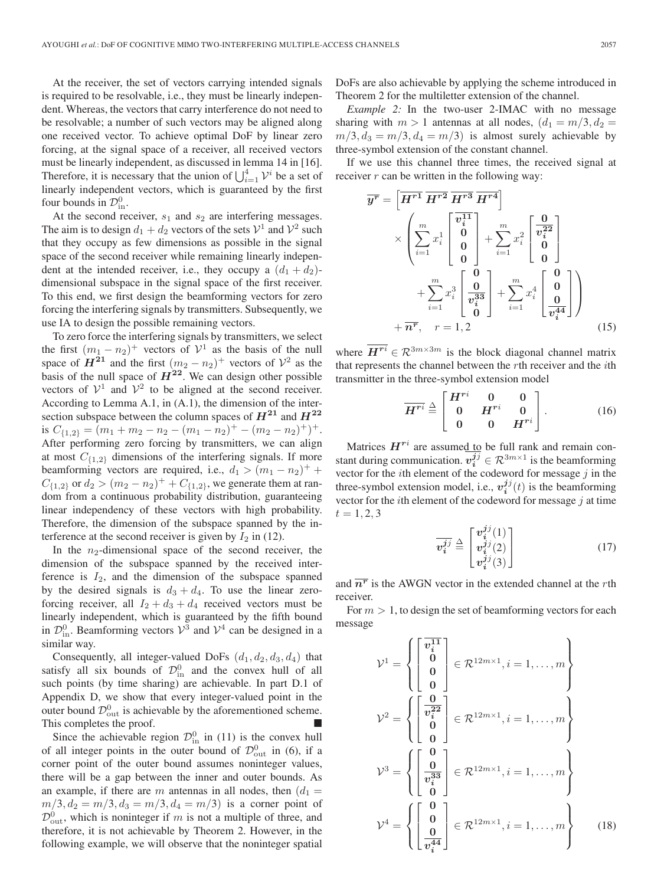At the receiver, the set of vectors carrying intended signals is required to be resolvable, i.e., they must be linearly independent. Whereas, the vectors that carry interference do not need to be resolvable; a number of such vectors may be aligned along one received vector. To achieve optimal DoF by linear zero forcing, at the signal space of a receiver, all received vectors must be linearly independent, as discussed in lemma 14 in [16]. Therefore, it is necessary that the union of $\bigcup_{i=1}^{4} \mathcal{V}^i$ be a set of linearly independent vectors, which is guaranteed by the first four bounds in $\mathcal{D}_{\text{in}}^0$.

At the second receiver, $s_1$ and $s_2$ are interfering messages. The aim is to design $d_1 + d_2$ vectors of the sets $\mathcal{V}^1$ and $\mathcal{V}^2$ such that they occupy as few dimensions as possible in the signal space of the second receiver while remaining linearly independent at the intended receiver, i.e., they occupy a $(d_1 + d_2)$-dimensional subspace in the signal space of the first receiver. To this end, we first design the beamforming vectors for zero forcing the interfering signals by transmitters. Subsequently, we use IA to design the possible remaining vectors.

To zero force the interfering signals by transmitters, we select the first $(m_1 - n_2)^+$ vectors of $\mathcal{V}^1$ as the basis of the null space of $\boldsymbol{H^{21}}$ and the first $(m_2 - n_2)^+$ vectors of $\mathcal{V}^2$ as the basis of the null space of $\boldsymbol{H^{22}}$. We can design other possible vectors of $\mathcal{V}^1$ and $\mathcal{V}^2$ to be aligned at the second receiver. According to Lemma A.1, in (A.1), the dimension of the intersection subspace between the column spaces of $\boldsymbol{H^{21}}$ and $\boldsymbol{H^{22}}$ is $C_{\{1,2\}} = (m_1 + m_2 - n_2 - (m_1 - n_2)^+ - (m_2 - n_2)^+)^+$. After performing zero forcing by transmitters, we can align at most $C_{\{1,2\}}$ dimensions of the interfering signals. If more beamforming vectors are required, i.e., $d_1 > (m_1 - n_2)^+ + C_{\{1,2\}}$ or $d_2 > (m_2 - n_2)^+ + C_{\{1,2\}}$, we generate them at random from a continuous probability distribution, guaranteeing linear independency of these vectors with high probability. Therefore, the dimension of the subspace spanned by the interference at the second receiver is given by $I_2$ in (12).

In the $n_2$-dimensional space of the second receiver, the dimension of the subspace spanned by the received interference is $I_2$, and the dimension of the subspace spanned by the desired signals is $d_3 + d_4$. To use the linear zero-forcing receiver, all $I_2 + d_3 + d_4$ received vectors must be linearly independent, which is guaranteed by the fifth bound in $\mathcal{D}_{\text{in}}^0$. Beamforming vectors $\mathcal{V}^3$ and $\mathcal{V}^4$ can be designed in a similar way.

Consequently, all integer-valued DoFs $(d_1, d_2, d_3, d_4)$ that satisfy all six bounds of $\mathcal{D}_{\text{in}}^0$ and the convex hull of all such points (by time sharing) are achievable. In part D.1 of Appendix D, we show that every integer-valued point in the outer bound $\mathcal{D}_{\text{out}}^0$ is achievable by the aforementioned scheme. This completes the proof. ■

Since the achievable region $\mathcal{D}_{\text{in}}^0$ in (11) is the convex hull of all integer points in the outer bound of $\mathcal{D}_{\text{out}}^0$ in (6), if a corner point of the outer bound assumes noninteger values, there will be a gap between the inner and outer bounds. As an example, if there are $m$ antennas in all nodes, then $(d_1 = m/3, d_2 = m/3, d_3 = m/3, d_4 = m/3)$ is a corner point of $\mathcal{D}_{\text{out}}^0$, which is noninteger if $m$ is not a multiple of three, and therefore, it is not achievable by Theorem 2. However, in the following example, we will observe that the noninteger spatial DoFs are also achievable by applying the scheme introduced in Theorem 2 for the multiletter extension of the channel.

*Example 2:* In the two-user 2-IMAC with no message sharing with $m > 1$ antennas at all nodes, $(d_1 = m/3, d_2 = m/3, d_3 = m/3, d_4 = m/3)$ is almost surely achievable by three-symbol extension of the constant channel.

If we use this channel three times, the received signal at receiver $r$ can be written in the following way:

$$
\begin{aligned}
\overline{\boldsymbol{y^r}} = &\left[\overline{\boldsymbol{H^{r1}}}\ \overline{\boldsymbol{H^{r2}}}\ \overline{\boldsymbol{H^{r3}}}\ \overline{\boldsymbol{H^{r4}}}\right] \\
&\times \left( \sum_{i=1}^{m} x_i^1 \begin{bmatrix} \overline{\boldsymbol{v_i^{11}}} \\ \boldsymbol{0} \\ \boldsymbol{0} \\ \boldsymbol{0} \end{bmatrix} + \sum_{i=1}^{m} x_i^2 \begin{bmatrix} \boldsymbol{0} \\ \overline{\boldsymbol{v_i^{22}}} \\ \boldsymbol{0} \\ \boldsymbol{0} \end{bmatrix} \right. \\
&\left. + \sum_{i=1}^{m} x_i^3 \begin{bmatrix} \boldsymbol{0} \\ \boldsymbol{0} \\ \overline{\boldsymbol{v_i^{33}}} \\ \boldsymbol{0} \end{bmatrix} + \sum_{i=1}^{m} x_i^4 \begin{bmatrix} \boldsymbol{0} \\ \boldsymbol{0} \\ \boldsymbol{0} \\ \overline{\boldsymbol{v_i^{44}}} \end{bmatrix} \right) \\
&+ \overline{\boldsymbol{n^r}}, \quad r = 1, 2
\end{aligned} \tag{15}
$$

where $\overline{\boldsymbol{H^{ri}}} \in \mathcal{R}^{3m \times 3m}$ is the block diagonal channel matrix that represents the channel between the $r$th receiver and the $i$th transmitter in the three-symbol extension model

$$
\overline{\boldsymbol{H^{ri}}} \triangleq \begin{bmatrix} \boldsymbol{H^{ri}} & \boldsymbol{0} & \boldsymbol{0} \\ \boldsymbol{0} & \boldsymbol{H^{ri}} & \boldsymbol{0} \\ \boldsymbol{0} & \boldsymbol{0} & \boldsymbol{H^{ri}} \end{bmatrix}. \tag{16}
$$

Matrices $\boldsymbol{H^{ri}}$ are assumed to be full rank and remain constant during communication. $\overline{\boldsymbol{v_i^{jj}}} \in \mathcal{R}^{3m \times 1}$ is the beamforming vector for the $i$th element of the codeword for message $j$ in the three-symbol extension model, i.e., $\boldsymbol{v_i^{jj}}(t)$ is the beamforming vector for the $i$th element of the codeword for message $j$ at time $t = 1, 2, 3$

$$
\overline{\boldsymbol{v_i^{jj}}} \triangleq \begin{bmatrix} \boldsymbol{v_i^{jj}}(1) \\ \boldsymbol{v_i^{jj}}(2) \\ \boldsymbol{v_i^{jj}}(3) \end{bmatrix} \tag{17}
$$

and $\overline{\boldsymbol{n^r}}$ is the AWGN vector in the extended channel at the $r$th receiver.

For $m > 1$, to design the set of beamforming vectors for each message

$$
\begin{aligned}
\mathcal{V}^1 &= \left\{ \begin{bmatrix} \overline{\boldsymbol{v_i^{11}}} \\ \boldsymbol{0} \\ \boldsymbol{0} \\ \boldsymbol{0} \end{bmatrix} \in \mathcal{R}^{12m \times 1}, i = 1, \ldots, m \right\} \\
\mathcal{V}^2 &= \left\{ \begin{bmatrix} \boldsymbol{0} \\ \overline{\boldsymbol{v_i^{22}}} \\ \boldsymbol{0} \\ \boldsymbol{0} \end{bmatrix} \in \mathcal{R}^{12m \times 1}, i = 1, \ldots, m \right\} \\
\mathcal{V}^3 &= \left\{ \begin{bmatrix} \boldsymbol{0} \\ \boldsymbol{0} \\ \overline{\boldsymbol{v_i^{33}}} \\ \boldsymbol{0} \end{bmatrix} \in \mathcal{R}^{12m \times 1}, i = 1, \ldots, m \right\} \\
\mathcal{V}^4 &= \left\{ \begin{bmatrix} \boldsymbol{0} \\ \boldsymbol{0} \\ \boldsymbol{0} \\ \overline{\boldsymbol{v_i^{44}}} \end{bmatrix} \in \mathcal{R}^{12m \times 1}, i = 1, \ldots, m \right\}
\end{aligned} \tag{18}
$$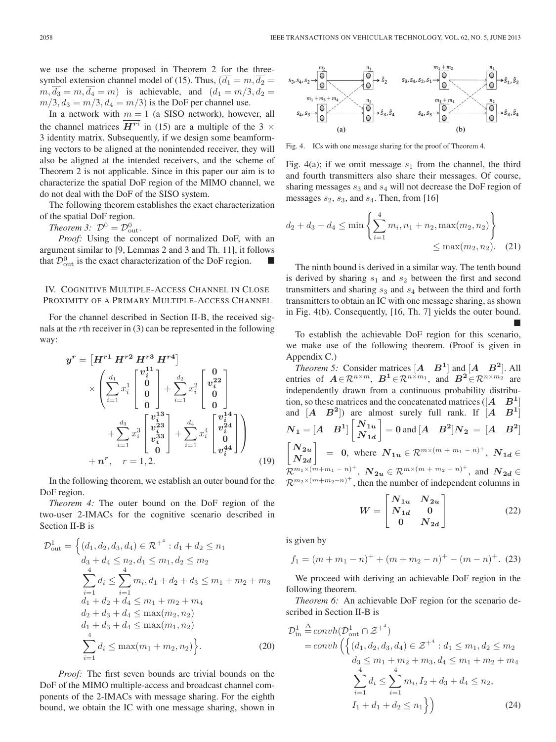we use the scheme proposed in Theorem 2 for the three-symbol extension channel model of (15). Thus, $(\overline{d_1} = m, \overline{d_2} = m, \overline{d_3} = m, \overline{d_4} = m)$ is achievable, and $(d_1 = m/3, d_2 = m/3, d_3 = m/3, d_4 = m/3)$ is the DoF per channel use.

In a network with $m = 1$ (a SISO network), however, all the channel matrices $\overline{\boldsymbol{H}^{ri}}$ in (15) are a multiple of the $3 \times 3$ identity matrix. Subsequently, if we design some beamforming vectors to be aligned at the nonintended receiver, they will also be aligned at the intended receivers, and the scheme of Theorem 2 is not applicable. Since in this paper our aim is to characterize the spatial DoF region of the MIMO channel, we do not deal with the DoF of the SISO system.

The following theorem establishes the exact characterization of the spatial DoF region.

*Theorem 3:* $\mathcal{D}^0 = \mathcal{D}^0_{\text{out}}$.

*Proof:* Using the concept of normalized DoF, with an argument similar to [9, Lemmas 2 and 3 and Th. 11], it follows that $\mathcal{D}^0_{\text{out}}$ is the exact characterization of the DoF region. ■

## IV. Cognitive Multiple-Access Channel in Close Proximity of a Primary Multiple-Access Channel

For the channel described in Section II-B, the received signals at the $r$th receiver in (3) can be represented in the following way:

$$
\boldsymbol{y^r} = \begin{bmatrix} \boldsymbol{H^{r1}} \, \boldsymbol{H^{r2}} \, \boldsymbol{H^{r3}} \, \boldsymbol{H^{r4}} \end{bmatrix} \times \left( \sum_{i=1}^{d_1} x_i^1 \begin{bmatrix} \boldsymbol{v_i^{11}} \\ \boldsymbol{0} \\ \boldsymbol{0} \\ \boldsymbol{0} \end{bmatrix} + \sum_{i=1}^{d_2} x_i^2 \begin{bmatrix} \boldsymbol{0} \\ \boldsymbol{v_i^{22}} \\ \boldsymbol{0} \\ \boldsymbol{0} \end{bmatrix} + \sum_{i=1}^{d_3} x_i^3 \begin{bmatrix} \boldsymbol{v_i^{13}} \\ \boldsymbol{v_i^{23}} \\ \boldsymbol{v_i^{33}} \\ \boldsymbol{0} \end{bmatrix} + \sum_{i=1}^{d_4} x_i^4 \begin{bmatrix} \boldsymbol{v_i^{14}} \\ \boldsymbol{v_i^{24}} \\ \boldsymbol{0} \\ \boldsymbol{v_i^{44}} \end{bmatrix} \right) + \boldsymbol{n^r}, \quad r = 1, 2. \tag{19}
$$

In the following theorem, we establish an outer bound for the DoF region.

*Theorem 4:* The outer bound on the DoF region of the two-user 2-IMACs for the cognitive scenario described in Section II-B is

$$
\begin{aligned}
\mathcal{D}^1_{\text{out}} = \Big\{ &(d_1, d_2, d_3, d_4) \in \mathcal{R}^{+^4} : d_1 + d_2 \le n_1 \\
&d_3 + d_4 \le n_2, d_1 \le m_1, d_2 \le m_2 \\
&\sum_{i=1}^{4} d_i \le \sum_{i=1}^{4} m_i, d_1 + d_2 + d_3 \le m_1 + m_2 + m_3 \\
&d_1 + d_2 + d_4 \le m_1 + m_2 + m_4 \\
&d_2 + d_3 + d_4 \le \max(m_2, n_2) \\
&d_1 + d_3 + d_4 \le \max(m_1, n_2) \\
&\sum_{i=1}^{4} d_i \le \max(m_1 + m_2, n_2) \Big\}.
\end{aligned} \tag{20}
$$

*Proof:* The first seven bounds are trivial bounds on the DoF of the MIMO multiple-access and broadcast channel components of the 2-IMACs with message sharing. For the eighth bound, we obtain the IC with one message sharing, shown in Fig. 4(a); if we omit message $s_1$ from the channel, the third and fourth transmitters also share their messages. Of course, sharing messages $s_3$ and $s_4$ will not decrease the DoF region of messages $s_2$, $s_3$, and $s_4$. Then, from [16]

$$
d_2 + d_3 + d_4 \le \min \left\{ \sum_{i=1}^{4} m_i, n_1 + n_2, \max(m_2, n_2) \right\} \le \max(m_2, n_2). \tag{21}
$$

The ninth bound is derived in a similar way. The tenth bound is derived by sharing $s_1$ and $s_2$ between the first and second transmitters and sharing $s_3$ and $s_4$ between the third and forth transmitters to obtain an IC with one message sharing, as shown in Fig. 4(b). Consequently, [16, Th. 7] yields the outer bound. ■

Fig. 4. ICs with one message sharing for the proof of Theorem 4.

To establish the achievable DoF region for this scenario, we make use of the following theorem. (Proof is given in Appendix C.)

*Theorem 5:* Consider matrices $[\boldsymbol{A} \quad \boldsymbol{B^1}]$ and $[\boldsymbol{A} \quad \boldsymbol{B^2}]$. All entries of $\boldsymbol{A} \in \mathcal{R}^{n \times m}$, $\boldsymbol{B^1} \in \mathcal{R}^{n \times m_1}$, and $\boldsymbol{B^2} \in \mathcal{R}^{n \times m_2}$ are independently drawn from a continuous probability distribution, so these matrices and the concatenated matrices ($[\boldsymbol{A} \quad \boldsymbol{B^1}]$ and $[\boldsymbol{A} \quad \boldsymbol{B^2}]$) are almost surely full rank. If $[\boldsymbol{A} \quad \boldsymbol{B^1}] \boldsymbol{N_1} = [\boldsymbol{A} \quad \boldsymbol{B^1}] \begin{bmatrix} \boldsymbol{N_{1u}} \\ \boldsymbol{N_{1d}} \end{bmatrix} = \boldsymbol{0}$ and $[\boldsymbol{A} \quad \boldsymbol{B^2}] \boldsymbol{N_2} = [\boldsymbol{A} \quad \boldsymbol{B^2}] \begin{bmatrix} \boldsymbol{N_{2u}} \\ \boldsymbol{N_{2d}} \end{bmatrix} = \boldsymbol{0}$, where $\boldsymbol{N_{1u}} \in \mathcal{R}^{m \times (m + m_1 - n)^+}$, $\boldsymbol{N_{1d}} \in \mathcal{R}^{m_1 \times (m + m_1 - n)^+}$, $\boldsymbol{N_{2u}} \in \mathcal{R}^{m \times (m + m_2 - n)^+}$, and $\boldsymbol{N_{2d}} \in \mathcal{R}^{m_2 \times (m + m_2 - n)^+}$, then the number of independent columns in

$$
\boldsymbol{W} = \begin{bmatrix} \boldsymbol{N_{1u}} & \boldsymbol{N_{2u}} \\ \boldsymbol{N_{1d}} & \boldsymbol{0} \\ \boldsymbol{0} & \boldsymbol{N_{2d}} \end{bmatrix} \tag{22}
$$

is given by

$$
f_1 = (m + m_1 - n)^+ + (m + m_2 - n)^+ - (m - n)^+. \tag{23}
$$

We proceed with deriving an achievable DoF region in the following theorem.

*Theorem 6:* An achievable DoF region for the scenario described in Section II-B is

$$
\begin{aligned}
\mathcal{D}^1_{\text{in}} &\triangleq conv h(\mathcal{D}^1_{\text{out}} \cap \mathcal{Z}^{+^4}) \\
&= conv h \Big( \Big\{ (d_1, d_2, d_3, d_4) \in \mathcal{Z}^{+^4} : d_1 \le m_1, d_2 \le m_2 \\
&\qquad d_3 \le m_1 + m_2 + m_3, d_4 \le m_1 + m_2 + m_4 \\
&\qquad \sum_{i=1}^{4} d_i \le \sum_{i=1}^{4} m_i, I_2 + d_3 + d_4 \le n_2, \\
&\qquad I_1 + d_1 + d_2 \le n_1 \Big\} \Big)
\end{aligned} \tag{24}
$$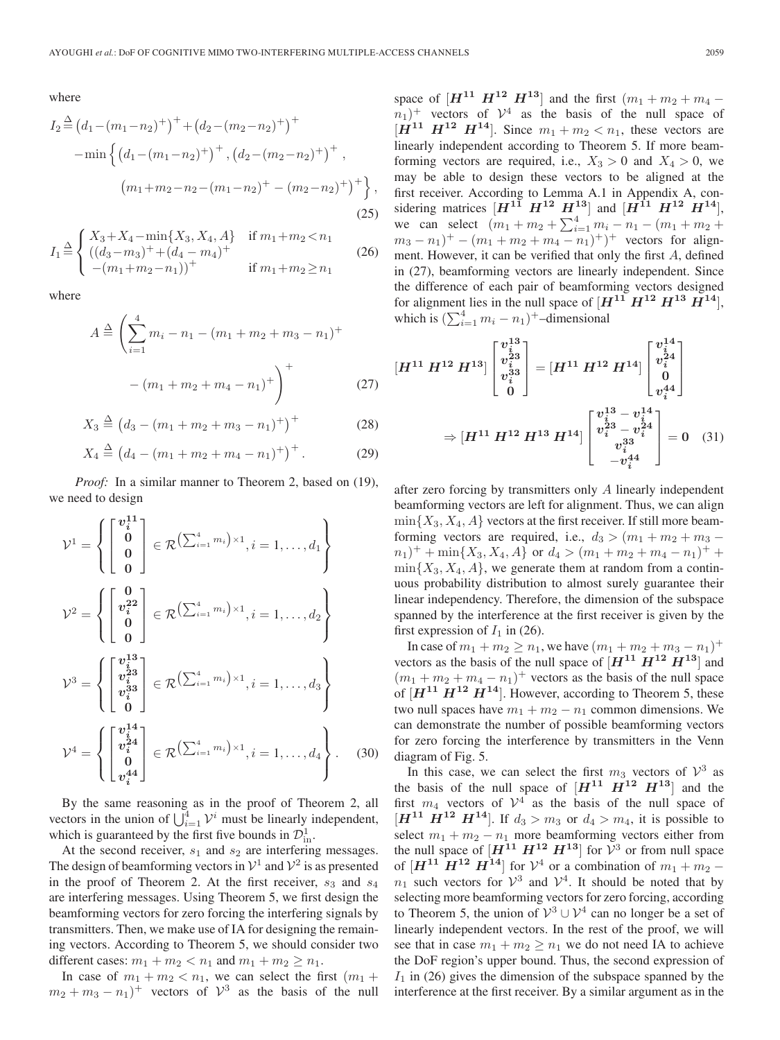where

$$I_2 \triangleq \left(d_1-(m_1-n_2)^+\right)^+ + \left(d_2-(m_2-n_2)^+\right)^+ - \min\Big\{\left(d_1-(m_1-n_2)^+\right)^+, \left(d_2-(m_2-n_2)^+\right)^+, \left(m_1+m_2-n_2-(m_1-n_2)^+ - (m_2-n_2)^+\right)^+\Big\}, \tag{25}$$

$$I_1 \triangleq \begin{cases} X_3+X_4-\min\{X_3,X_4,A\} & \text{if } m_1+m_2<n_1 \\ ((d_3-m_3)^+ + (d_4-m_4)^+ \\ \quad -(m_1+m_2-n_1))^+ & \text{if } m_1+m_2 \geq n_1 \end{cases} \tag{26}$$

where

$$A \triangleq \left(\sum_{i=1}^{4} m_i - n_1 - (m_1+m_2+m_3-n_1)^+ - (m_1+m_2+m_4-n_1)^+\right)^+ \tag{27}$$

$$X_3 \triangleq \left(d_3 - (m_1+m_2+m_3-n_1)^+\right)^+ \tag{28}$$

$$X_4 \triangleq \left(d_4 - (m_1+m_2+m_4-n_1)^+\right)^+. \tag{29}$$

*Proof:* In a similar manner to Theorem 2, based on (19), we need to design

$$\mathcal{V}^1 = \left\{ \begin{bmatrix} \boldsymbol{v}_i^{11} \\ \boldsymbol{0} \\ \boldsymbol{0} \\ \boldsymbol{0} \end{bmatrix} \in \mathcal{R}^{\left(\sum_{i=1}^4 m_i\right)\times 1}, i=1,\ldots,d_1 \right\}$$

$$\mathcal{V}^2 = \left\{ \begin{bmatrix} \boldsymbol{0} \\ \boldsymbol{v}_i^{22} \\ \boldsymbol{0} \\ \boldsymbol{0} \end{bmatrix} \in \mathcal{R}^{\left(\sum_{i=1}^4 m_i\right)\times 1}, i=1,\ldots,d_2 \right\}$$

$$\mathcal{V}^3 = \left\{ \begin{bmatrix} \boldsymbol{v}_i^{13} \\ \boldsymbol{v}_i^{23} \\ \boldsymbol{v}_i^{33} \\ \boldsymbol{0} \end{bmatrix} \in \mathcal{R}^{\left(\sum_{i=1}^4 m_i\right)\times 1}, i=1,\ldots,d_3 \right\}$$

$$\mathcal{V}^4 = \left\{ \begin{bmatrix} \boldsymbol{v}_i^{14} \\ \boldsymbol{v}_i^{24} \\ \boldsymbol{0} \\ \boldsymbol{v}_i^{44} \end{bmatrix} \in \mathcal{R}^{\left(\sum_{i=1}^4 m_i\right)\times 1}, i=1,\ldots,d_4 \right\}. \tag{30}$$

By the same reasoning as in the proof of Theorem 2, all vectors in the union of $\bigcup_{i=1}^4 \mathcal{V}^i$ must be linearly independent, which is guaranteed by the first five bounds in $\mathcal{D}_{\text{in}}^1$.

At the second receiver, $s_1$ and $s_2$ are interfering messages. The design of beamforming vectors in $\mathcal{V}^1$ and $\mathcal{V}^2$ is as presented in the proof of Theorem 2. At the first receiver, $s_3$ and $s_4$ are interfering messages. Using Theorem 5, we first design the beamforming vectors for zero forcing the interfering signals by transmitters. Then, we make use of IA for designing the remaining vectors. According to Theorem 5, we should consider two different cases: $m_1+m_2<n_1$ and $m_1+m_2 \geq n_1$.

In case of $m_1+m_2<n_1$, we can select the first $(m_1+m_2+m_3-n_1)^+$ vectors of $\mathcal{V}^3$ as the basis of the null space of $[\boldsymbol{H^{11}}\ \boldsymbol{H^{12}}\ \boldsymbol{H^{13}}]$ and the first $(m_1+m_2+m_4-n_1)^+$ vectors of $\mathcal{V}^4$ as the basis of the null space of $[\boldsymbol{H^{11}}\ \boldsymbol{H^{12}}\ \boldsymbol{H^{14}}]$. Since $m_1+m_2<n_1$, these vectors are linearly independent according to Theorem 5. If more beamforming vectors are required, i.e., $X_3>0$ and $X_4>0$, we may be able to design these vectors to be aligned at the first receiver. According to Lemma A.1 in Appendix A, considering matrices $[\boldsymbol{H^{11}}\ \boldsymbol{H^{12}}\ \boldsymbol{H^{13}}]$ and $[\boldsymbol{H^{11}}\ \boldsymbol{H^{12}}\ \boldsymbol{H^{14}}]$, we can select $(m_1+m_2+\sum_{i=1}^4 m_i - n_1 - (m_1+m_2+m_3-n_1)^+ - (m_1+m_2+m_4-n_1)^+)^+$ vectors for alignment. However, it can be verified that only the first $A$, defined in (27), beamforming vectors are linearly independent. Since the difference of each pair of beamforming vectors designed for alignment lies in the null space of $[\boldsymbol{H^{11}}\ \boldsymbol{H^{12}}\ \boldsymbol{H^{13}}\ \boldsymbol{H^{14}}]$, which is $(\sum_{i=1}^4 m_i - n_1)^+$–dimensional

$$[\boldsymbol{H^{11}}\ \boldsymbol{H^{12}}\ \boldsymbol{H^{13}}] \begin{bmatrix} \boldsymbol{v}_i^{13} \\ \boldsymbol{v}_i^{23} \\ \boldsymbol{v}_i^{33} \\ \boldsymbol{0} \end{bmatrix} = [\boldsymbol{H^{11}}\ \boldsymbol{H^{12}}\ \boldsymbol{H^{14}}] \begin{bmatrix} \boldsymbol{v}_i^{14} \\ \boldsymbol{v}_i^{24} \\ \boldsymbol{0} \\ \boldsymbol{v}_i^{44} \end{bmatrix}$$

$$\Rightarrow [\boldsymbol{H^{11}}\ \boldsymbol{H^{12}}\ \boldsymbol{H^{13}}\ \boldsymbol{H^{14}}] \begin{bmatrix} \boldsymbol{v}_i^{13} - \boldsymbol{v}_i^{14} \\ \boldsymbol{v}_i^{23} - \boldsymbol{v}_i^{24} \\ \boldsymbol{v}_i^{33} \\ -\boldsymbol{v}_i^{44} \end{bmatrix} = \boldsymbol{0} \tag{31}$$

after zero forcing by transmitters only $A$ linearly independent beamforming vectors are left for alignment. Thus, we can align $\min\{X_3, X_4, A\}$ vectors at the first receiver. If still more beamforming vectors are required, i.e., $d_3 > (m_1+m_2+m_3-n_1)^+ + \min\{X_3,X_4,A\}$ or $d_4 > (m_1+m_2+m_4-n_1)^+ + \min\{X_3,X_4,A\}$, we generate them at random from a continuous probability distribution to almost surely guarantee their linear independency. Therefore, the dimension of the subspace spanned by the interference at the first receiver is given by the first expression of $I_1$ in (26).

In case of $m_1+m_2 \geq n_1$, we have $(m_1+m_2+m_3-n_1)^+$ vectors as the basis of the null space of $[\boldsymbol{H^{11}}\ \boldsymbol{H^{12}}\ \boldsymbol{H^{13}}]$ and $(m_1+m_2+m_4-n_1)^+$ vectors as the basis of the null space of $[\boldsymbol{H^{11}}\ \boldsymbol{H^{12}}\ \boldsymbol{H^{14}}]$. However, according to Theorem 5, these two null spaces have $m_1+m_2-n_1$ common dimensions. We can demonstrate the number of possible beamforming vectors for zero forcing the interference by transmitters in the Venn diagram of Fig. 5.

In this case, we can select the first $m_3$ vectors of $\mathcal{V}^3$ as the basis of the null space of $[\boldsymbol{H^{11}}\ \boldsymbol{H^{12}}\ \boldsymbol{H^{13}}]$ and the first $m_4$ vectors of $\mathcal{V}^4$ as the basis of the null space of $[\boldsymbol{H^{11}}\ \boldsymbol{H^{12}}\ \boldsymbol{H^{14}}]$. If $d_3>m_3$ or $d_4>m_4$, it is possible to select $m_1+m_2-n_1$ more beamforming vectors either from the null space of $[\boldsymbol{H^{11}}\ \boldsymbol{H^{12}}\ \boldsymbol{H^{13}}]$ for $\mathcal{V}^3$ or from null space of $[\boldsymbol{H^{11}}\ \boldsymbol{H^{12}}\ \boldsymbol{H^{14}}]$ for $\mathcal{V}^4$ or a combination of $m_1+m_2-n_1$ such vectors for $\mathcal{V}^3$ and $\mathcal{V}^4$. It should be noted that by selecting more beamforming vectors for zero forcing, according to Theorem 5, the union of $\mathcal{V}^3 \cup \mathcal{V}^4$ can no longer be a set of linearly independent vectors. In the rest of the proof, we will see that in case $m_1+m_2 \geq n_1$ we do not need IA to achieve the DoF region's upper bound. Thus, the second expression of $I_1$ in (26) gives the dimension of the subspace spanned by the interference at the first receiver. By a similar argument as in the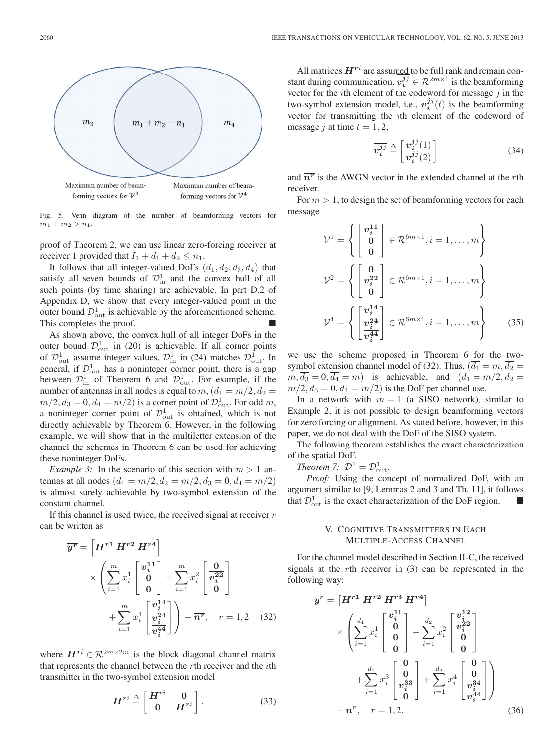Fig. 5. Venn diagram of the number of beamforming vectors for $m_1 + m_2 > n_1$.

proof of Theorem 2, we can use linear zero-forcing receiver at receiver 1 provided that $I_1 + d_1 + d_2 \leq n_1$.

It follows that all integer-valued DoFs $(d_1, d_2, d_3, d_4)$ that satisfy all seven bounds of $\mathcal{D}_{\text{in}}^1$ and the convex hull of all such points (by time sharing) are achievable. In part D.2 of Appendix D, we show that every integer-valued point in the outer bound $\mathcal{D}_{\text{out}}^1$ is achievable by the aforementioned scheme. This completes the proof. ■

As shown above, the convex hull of all integer DoFs in the outer bound $\mathcal{D}_{\text{out}}^1$ in (20) is achievable. If all corner points of $\mathcal{D}_{\text{out}}^1$ assume integer values, $\mathcal{D}_{\text{in}}^1$ in (24) matches $\mathcal{D}_{\text{out}}^1$. In general, if $\mathcal{D}_{\text{out}}^1$ has a noninteger corner point, there is a gap between $\mathcal{D}_{\text{in}}^1$ of Theorem 6 and $\mathcal{D}_{\text{out}}^1$. For example, if the number of antennas in all nodes is equal to $m$, $(d_1 = m/2, d_2 = m/2, d_3 = 0, d_4 = m/2)$ is a corner point of $\mathcal{D}_{\text{out}}^1$. For odd $m$, a noninteger corner point of $\mathcal{D}_{\text{out}}^1$ is obtained, which is not directly achievable by Theorem 6. However, in the following example, we will show that in the multiletter extension of the channel the schemes in Theorem 6 can be used for achieving these noninteger DoFs.

*Example 3:* In the scenario of this section with $m > 1$ antennas at all nodes $(d_1 = m/2, d_2 = m/2, d_3 = 0, d_4 = m/2)$ is almost surely achievable by two-symbol extension of the constant channel.

If this channel is used twice, the received signal at receiver $r$ can be written as

$$\overline{\boldsymbol{y^r}} = \left[\overline{\boldsymbol{H^{r1}}}\ \overline{\boldsymbol{H^{r2}}}\ \overline{\boldsymbol{H^{r4}}}\right] \times \left( \sum_{i=1}^{m} x_i^1 \begin{bmatrix} \overline{\boldsymbol{v_i^{11}}} \\ \boldsymbol{0} \\ \boldsymbol{0} \end{bmatrix} + \sum_{i=1}^{m} x_i^2 \begin{bmatrix} \boldsymbol{0} \\ \overline{\boldsymbol{v_i^{22}}} \\ \boldsymbol{0} \end{bmatrix} + \sum_{i=1}^{m} x_i^4 \begin{bmatrix} \overline{\boldsymbol{v_i^{14}}} \\ \overline{\boldsymbol{v_i^{24}}} \\ \overline{\boldsymbol{v_i^{44}}} \end{bmatrix} \right) + \overline{\boldsymbol{n^r}}, \quad r = 1, 2 \tag{32}$$

where $\overline{\boldsymbol{H^{ri}}} \in \mathcal{R}^{2m \times 2m}$ is the block diagonal channel matrix that represents the channel between the $r$th receiver and the $i$th transmitter in the two-symbol extension model

$$\overline{\boldsymbol{H^{ri}}} \triangleq \begin{bmatrix} \boldsymbol{H^{ri}} & \boldsymbol{0} \\ \boldsymbol{0} & \boldsymbol{H^{ri}} \end{bmatrix}. \tag{33}$$

All matrices $\boldsymbol{H^{ri}}$ are assumed to be full rank and remain constant during communication. $\overline{\boldsymbol{v_i^{jj}}} \in \mathcal{R}^{2m \times 1}$ is the beamforming vector for the $i$th element of the codeword for message $j$ in the two-symbol extension model, i.e., $\boldsymbol{v_i^{jj}}(t)$ is the beamforming vector for transmitting the $i$th element of the codeword of message $j$ at time $t = 1, 2$,

$$\overline{\boldsymbol{v_i^{jj}}} \triangleq \begin{bmatrix} \boldsymbol{v_i^{jj}}(1) \\ \boldsymbol{v_i^{jj}}(2) \end{bmatrix} \tag{34}$$

and $\overline{\boldsymbol{n^r}}$ is the AWGN vector in the extended channel at the $r$th receiver.

For $m > 1$, to design the set of beamforming vectors for each message

$$\mathcal{V}^1 = \left\{ \begin{bmatrix} \overline{\boldsymbol{v_i^{11}}} \\ \boldsymbol{0} \\ \boldsymbol{0} \end{bmatrix} \in \mathcal{R}^{6m \times 1}, i = 1, \ldots, m \right\}$$

$$\mathcal{V}^2 = \left\{ \begin{bmatrix} \boldsymbol{0} \\ \overline{\boldsymbol{v_i^{22}}} \\ \boldsymbol{0} \end{bmatrix} \in \mathcal{R}^{6m \times 1}, i = 1, \ldots, m \right\}$$

$$\mathcal{V}^4 = \left\{ \begin{bmatrix} \overline{\boldsymbol{v_i^{14}}} \\ \overline{\boldsymbol{v_i^{24}}} \\ \overline{\boldsymbol{v_i^{44}}} \end{bmatrix} \in \mathcal{R}^{6m \times 1}, i = 1, \ldots, m \right\} \tag{35}$$

we use the scheme proposed in Theorem 6 for the two-symbol extension channel model of (32). Thus, $(\overline{d_1} = m, \overline{d_2} = m, \overline{d_3} = 0, \overline{d_4} = m)$ is achievable, and $(d_1 = m/2, d_2 = m/2, d_3 = 0, d_4 = m/2)$ is the DoF per channel use.

In a network with $m = 1$ (a SISO network), similar to Example 2, it is not possible to design beamforming vectors for zero forcing or alignment. As stated before, however, in this paper, we do not deal with the DoF of the SISO system.

The following theorem establishes the exact characterization of the spatial DoF.

*Theorem 7:* $\mathcal{D}^1 = \mathcal{D}_{\text{out}}^1$.

*Proof:* Using the concept of normalized DoF, with an argument similar to [9, Lemmas 2 and 3 and Th. 11], it follows that $\mathcal{D}_{\text{out}}^1$ is the exact characterization of the DoF region. ■

## V. Cognitive Transmitters in Each Multiple-Access Channel

For the channel model described in Section II-C, the received signals at the $r$th receiver in (3) can be represented in the following way:

$$\boldsymbol{y^r} = \left[\boldsymbol{H^{r1}}\ \boldsymbol{H^{r2}}\ \boldsymbol{H^{r3}}\ \boldsymbol{H^{r4}}\right] \times \left( \sum_{i=1}^{d_1} x_i^1 \begin{bmatrix} \boldsymbol{v_i^{11}} \\ \boldsymbol{0} \\ \boldsymbol{0} \\ \boldsymbol{0} \end{bmatrix} + \sum_{i=1}^{d_2} x_i^2 \begin{bmatrix} \boldsymbol{v_i^{12}} \\ \boldsymbol{v_i^{22}} \\ \boldsymbol{0} \\ \boldsymbol{0} \end{bmatrix} + \sum_{i=1}^{d_3} x_i^3 \begin{bmatrix} \boldsymbol{0} \\ \boldsymbol{0} \\ \boldsymbol{v_i^{33}} \\ \boldsymbol{0} \end{bmatrix} + \sum_{i=1}^{d_4} x_i^4 \begin{bmatrix} \boldsymbol{0} \\ \boldsymbol{0} \\ \boldsymbol{v_i^{34}} \\ \boldsymbol{v_i^{44}} \end{bmatrix} \right) + \boldsymbol{n^r}, \quad r = 1, 2. \tag{36}$$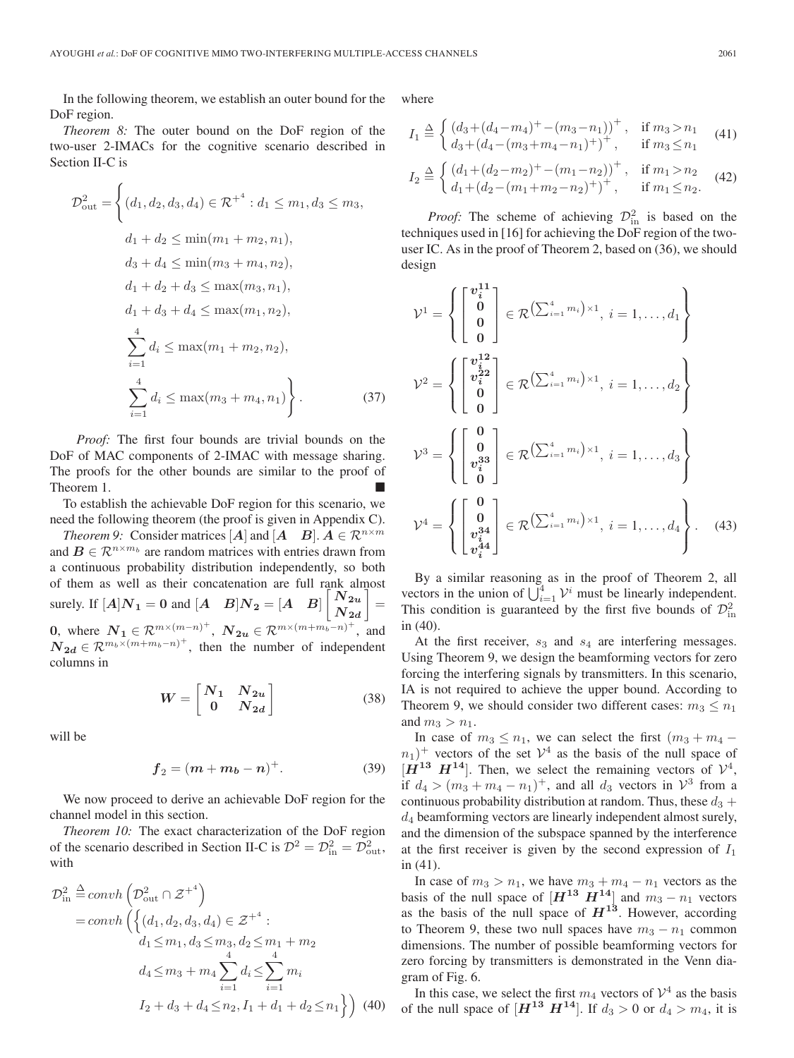In the following theorem, we establish an outer bound for the DoF region.

*Theorem 8:* The outer bound on the DoF region of the two-user 2-IMACs for the cognitive scenario described in Section II-C is

$$
\begin{aligned}
\mathcal{D}^2_{\text{out}} = \Bigg\{ & (d_1, d_2, d_3, d_4) \in \mathcal{R}^{+^4} : d_1 \le m_1, d_3 \le m_3, \\
& d_1 + d_2 \le \min(m_1 + m_2, n_1), \\
& d_3 + d_4 \le \min(m_3 + m_4, n_2), \\
& d_1 + d_2 + d_3 \le \max(m_3, n_1), \\
& d_1 + d_3 + d_4 \le \max(m_1, n_2), \\
& \sum_{i=1}^{4} d_i \le \max(m_1 + m_2, n_2), \\
& \sum_{i=1}^{4} d_i \le \max(m_3 + m_4, n_1) \Bigg\}. \qquad (37)
\end{aligned}
$$

*Proof:* The first four bounds are trivial bounds on the DoF of MAC components of 2-IMAC with message sharing. The proofs for the other bounds are similar to the proof of Theorem 1. ■

To establish the achievable DoF region for this scenario, we need the following theorem (the proof is given in Appendix C).

*Theorem 9:* Consider matrices $[\boldsymbol{A}]$ and $[\boldsymbol{A} \quad \boldsymbol{B}]$. $\boldsymbol{A} \in \mathcal{R}^{n \times m}$ and $\boldsymbol{B} \in \mathcal{R}^{n \times m_b}$ are random matrices with entries drawn from a continuous probability distribution independently, so both of them as well as their concatenation are full rank almost surely. If $[\boldsymbol{A}]\boldsymbol{N_1} = \boldsymbol{0}$ and $[\boldsymbol{A} \quad \boldsymbol{B}]\boldsymbol{N_2} = [\boldsymbol{A} \quad \boldsymbol{B}]\begin{bmatrix} \boldsymbol{N_{2u}} \\ \boldsymbol{N_{2d}} \end{bmatrix} = \boldsymbol{0}$, where $\boldsymbol{N_1} \in \mathcal{R}^{m \times (m-n)^+}$, $\boldsymbol{N_{2u}} \in \mathcal{R}^{m \times (m+m_b-n)^+}$, and $\boldsymbol{N_{2d}} \in \mathcal{R}^{m_b \times (m+m_b-n)^+}$, then the number of independent columns in

$$
\boldsymbol{W} = \begin{bmatrix} \boldsymbol{N_1} & \boldsymbol{N_{2u}} \\ \boldsymbol{0} & \boldsymbol{N_{2d}} \end{bmatrix} \qquad (38)
$$

will be

$$
\boldsymbol{f}_2 = (\boldsymbol{m} + \boldsymbol{m_b} - \boldsymbol{n})^+. \qquad (39)
$$

We now proceed to derive an achievable DoF region for the channel model in this section.

*Theorem 10:* The exact characterization of the DoF region of the scenario described in Section II-C is $\mathcal{D}^2 = \mathcal{D}^2_{\text{in}} = \mathcal{D}^2_{\text{out}}$, with

$$
\begin{aligned}
\mathcal{D}^2_{\text{in}} \triangleq\; & conv h\left(\mathcal{D}^2_{\text{out}} \cap \mathcal{Z}^{+^4}\right) \\
=\; & conv h\Bigg(\Bigg\{(d_1, d_2, d_3, d_4) \in \mathcal{Z}^{+^4} : \\
& d_1 \le m_1, d_3 \le m_3, d_2 \le m_1 + m_2 \\
& d_4 \le m_3 + m_4 \sum_{i=1}^{4} d_i \le \sum_{i=1}^{4} m_i \\
& I_2 + d_3 + d_4 \le n_2, I_1 + d_1 + d_2 \le n_1 \Bigg\}\Bigg) \quad (40)
\end{aligned}
$$

where

$$
I_1 \triangleq \begin{cases} \left(d_3 + (d_4 - m_4)^+ - (m_3 - n_1)\right)^+, & \text{if } m_3 > n_1 \\ d_3 + \left(d_4 - (m_3 + m_4 - n_1)^+\right)^+, & \text{if } m_3 \le n_1 \end{cases} \qquad (41)
$$

$$
I_2 \triangleq \begin{cases} \left(d_1 + (d_2 - m_2)^+ - (m_1 - n_2)\right)^+, & \text{if } m_1 > n_2 \\ d_1 + \left(d_2 - (m_1 + m_2 - n_2)^+\right)^+, & \text{if } m_1 \le n_2. \end{cases} \qquad (42)
$$

*Proof:* The scheme of achieving $\mathcal{D}^2_{\text{in}}$ is based on the techniques used in [16] for achieving the DoF region of the two-user IC. As in the proof of Theorem 2, based on (36), we should design

$$
\mathcal{V}^1 = \left\{ \begin{bmatrix} \boldsymbol{v_i^{11}} \\ \boldsymbol{0} \\ \boldsymbol{0} \\ \boldsymbol{0} \end{bmatrix} \in \mathcal{R}^{\left(\sum_{i=1}^{4} m_i\right) \times 1},\; i = 1, \ldots, d_1 \right\}
$$

$$
\mathcal{V}^2 = \left\{ \begin{bmatrix} \boldsymbol{v_i^{12}} \\ \boldsymbol{v_i^{22}} \\ \boldsymbol{0} \\ \boldsymbol{0} \end{bmatrix} \in \mathcal{R}^{\left(\sum_{i=1}^{4} m_i\right) \times 1},\; i = 1, \ldots, d_2 \right\}
$$

$$
\mathcal{V}^3 = \left\{ \begin{bmatrix} \boldsymbol{0} \\ \boldsymbol{0} \\ \boldsymbol{v_i^{33}} \\ \boldsymbol{0} \end{bmatrix} \in \mathcal{R}^{\left(\sum_{i=1}^{4} m_i\right) \times 1},\; i = 1, \ldots, d_3 \right\}
$$

$$
\mathcal{V}^4 = \left\{ \begin{bmatrix} \boldsymbol{0} \\ \boldsymbol{0} \\ \boldsymbol{v_i^{34}} \\ \boldsymbol{v_i^{44}} \end{bmatrix} \in \mathcal{R}^{\left(\sum_{i=1}^{4} m_i\right) \times 1},\; i = 1, \ldots, d_4 \right\}. \qquad (43)
$$

By a similar reasoning as in the proof of Theorem 2, all vectors in the union of $\bigcup_{i=1}^{4} \mathcal{V}^i$ must be linearly independent. This condition is guaranteed by the first five bounds of $\mathcal{D}^2_{\text{in}}$ in (40).

At the first receiver, $s_3$ and $s_4$ are interfering messages. Using Theorem 9, we design the beamforming vectors for zero forcing the interfering signals by transmitters. In this scenario, IA is not required to achieve the upper bound. According to Theorem 9, we should consider two different cases: $m_3 \le n_1$ and $m_3 > n_1$.

In case of $m_3 \le n_1$, we can select the first $(m_3 + m_4 - n_1)^+$ vectors of the set $\mathcal{V}^4$ as the basis of the null space of $[\boldsymbol{H^{13}} \;\; \boldsymbol{H^{14}}]$. Then, we select the remaining vectors of $\mathcal{V}^4$, if $d_4 > (m_3 + m_4 - n_1)^+$, and all $d_3$ vectors in $\mathcal{V}^3$ from a continuous probability distribution at random. Thus, these $d_3 + d_4$ beamforming vectors are linearly independent almost surely, and the dimension of the subspace spanned by the interference at the first receiver is given by the second expression of $I_1$ in (41).

In case of $m_3 > n_1$, we have $m_3 + m_4 - n_1$ vectors as the basis of the null space of $[\boldsymbol{H^{13}} \;\; \boldsymbol{H^{14}}]$ and $m_3 - n_1$ vectors as the basis of the null space of $\boldsymbol{H^{13}}$. However, according to Theorem 9, these two null spaces have $m_3 - n_1$ common dimensions. The number of possible beamforming vectors for zero forcing by transmitters is demonstrated in the Venn diagram of Fig. 6.

In this case, we select the first $m_4$ vectors of $\mathcal{V}^4$ as the basis of the null space of $[\boldsymbol{H^{13}} \;\; \boldsymbol{H^{14}}]$. If $d_3 > 0$ or $d_4 > m_4$, it is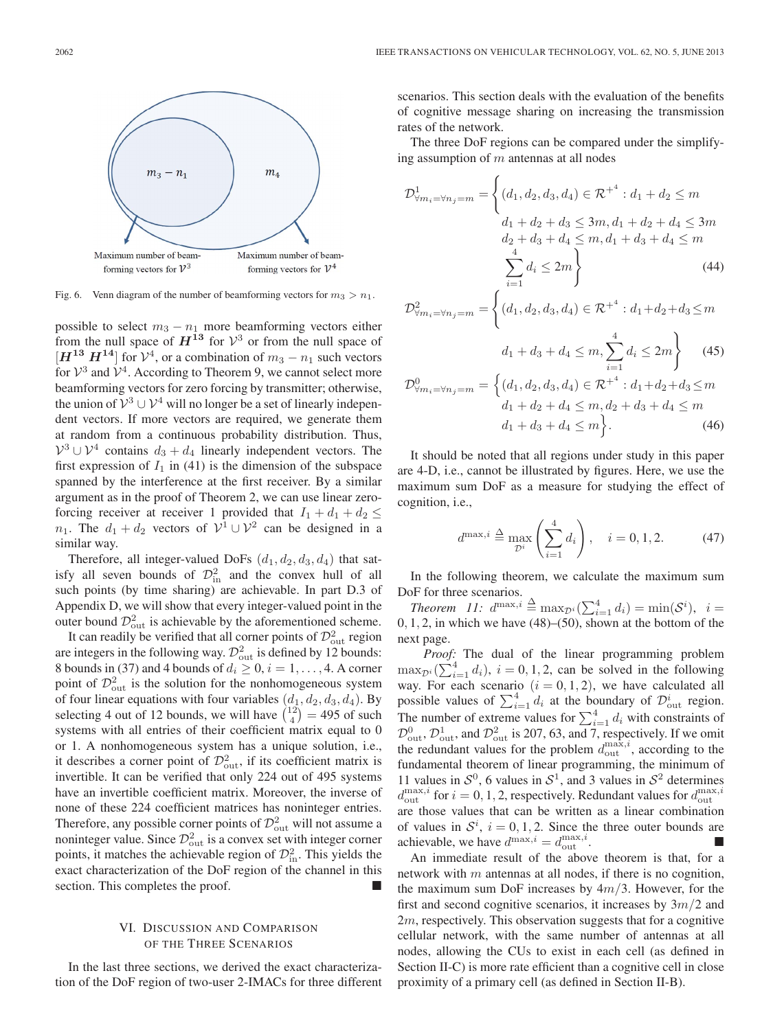Maximum number of beam-forming vectors for $\mathcal{V}^3$ — $m_3 - n_1$; Maximum number of beam-forming vectors for $\mathcal{V}^4$ — $m_4$

Fig. 6. Venn diagram of the number of beamforming vectors for $m_3 > n_1$.

possible to select $m_3 - n_1$ more beamforming vectors either from the null space of $\boldsymbol{H^{13}}$ for $\mathcal{V}^3$ or from the null space of $[\boldsymbol{H^{13}}\ \boldsymbol{H^{14}}]$ for $\mathcal{V}^4$, or a combination of $m_3 - n_1$ such vectors for $\mathcal{V}^3$ and $\mathcal{V}^4$. According to Theorem 9, we cannot select more beamforming vectors for zero forcing by transmitter; otherwise, the union of $\mathcal{V}^3 \cup \mathcal{V}^4$ will no longer be a set of linearly independent vectors. If more vectors are required, we generate them at random from a continuous probability distribution. Thus, $\mathcal{V}^3 \cup \mathcal{V}^4$ contains $d_3 + d_4$ linearly independent vectors. The first expression of $I_1$ in (41) is the dimension of the subspace spanned by the interference at the first receiver. By a similar argument as in the proof of Theorem 2, we can use linear zero-forcing receiver at receiver 1 provided that $I_1 + d_1 + d_2 \leq n_1$. The $d_1 + d_2$ vectors of $\mathcal{V}^1 \cup \mathcal{V}^2$ can be designed in a similar way.

Therefore, all integer-valued DoFs $(d_1, d_2, d_3, d_4)$ that satisfy all seven bounds of $\mathcal{D}^2_{\text{in}}$ and the convex hull of all such points (by time sharing) are achievable. In part D.3 of Appendix D, we will show that every integer-valued point in the outer bound $\mathcal{D}^2_{\text{out}}$ is achievable by the aforementioned scheme.

It can readily be verified that all corner points of $\mathcal{D}^2_{\text{out}}$ region are integers in the following way. $\mathcal{D}^2_{\text{out}}$ is defined by 12 bounds: 8 bounds in (37) and 4 bounds of $d_i \geq 0, i = 1, \ldots, 4$. A corner point of $\mathcal{D}^2_{\text{out}}$ is the solution for the nonhomogeneous system of four linear equations with four variables $(d_1, d_2, d_3, d_4)$. By selecting 4 out of 12 bounds, we will have $\binom{12}{4} = 495$ of such systems with all entries of their coefficient matrix equal to 0 or 1. A nonhomogeneous system has a unique solution, i.e., it describes a corner point of $\mathcal{D}^2_{\text{out}}$, if its coefficient matrix is invertible. It can be verified that only 224 out of 495 systems have an invertible coefficient matrix. Moreover, the inverse of none of these 224 coefficient matrices has noninteger entries. Therefore, any possible corner points of $\mathcal{D}^2_{\text{out}}$ will not assume a noninteger value. Since $\mathcal{D}^2_{\text{out}}$ is a convex set with integer corner points, it matches the achievable region of $\mathcal{D}^2_{\text{in}}$. This yields the exact characterization of the DoF region of the channel in this section. This completes the proof. ■

## VI. Discussion and Comparison of the Three Scenarios

In the last three sections, we derived the exact characterization of the DoF region of two-user 2-IMACs for three different scenarios. This section deals with the evaluation of the benefits of cognitive message sharing on increasing the transmission rates of the network.

The three DoF regions can be compared under the simplifying assumption of $m$ antennas at all nodes

$$\mathcal{D}^1_{\forall m_i = \forall n_j = m} = \Big\{ (d_1, d_2, d_3, d_4) \in \mathcal{R}^{+^4} : d_1 + d_2 \leq m$$
$$d_1 + d_2 + d_3 \leq 3m, d_1 + d_2 + d_4 \leq 3m$$
$$d_2 + d_3 + d_4 \leq m, d_1 + d_3 + d_4 \leq m$$
$$\sum_{i=1}^{4} d_i \leq 2m \Big\} \tag{44}$$

$$\mathcal{D}^2_{\forall m_i = \forall n_j = m} = \Big\{ (d_1, d_2, d_3, d_4) \in \mathcal{R}^{+^4} : d_1 + d_2 + d_3 \leq m$$
$$d_1 + d_3 + d_4 \leq m, \sum_{i=1}^{4} d_i \leq 2m \Big\} \tag{45}$$

$$\mathcal{D}^0_{\forall m_i = \forall n_j = m} = \Big\{ (d_1, d_2, d_3, d_4) \in \mathcal{R}^{+^4} : d_1 + d_2 + d_3 \leq m$$
$$d_1 + d_2 + d_4 \leq m, d_2 + d_3 + d_4 \leq m$$
$$d_1 + d_3 + d_4 \leq m \Big\}. \tag{46}$$

It should be noted that all regions under study in this paper are 4-D, i.e., cannot be illustrated by figures. Here, we use the maximum sum DoF as a measure for studying the effect of cognition, i.e.,

$$d^{\max,i} \triangleq \max_{\mathcal{D}^i} \left( \sum_{i=1}^{4} d_i \right), \quad i = 0, 1, 2. \tag{47}$$

In the following theorem, we calculate the maximum sum DoF for three scenarios.

*Theorem 11:* $d^{\max,i} \triangleq \max_{\mathcal{D}^i}(\sum_{i=1}^{4} d_i) = \min(\mathcal{S}^i)$, $i = 0, 1, 2$, in which we have (48)–(50), shown at the bottom of the next page.

*Proof:* The dual of the linear programming problem $\max_{\mathcal{D}^i}(\sum_{i=1}^{4} d_i)$, $i = 0, 1, 2$, can be solved in the following way. For each scenario $(i = 0, 1, 2)$, we have calculated all possible values of $\sum_{i=1}^{4} d_i$ at the boundary of $\mathcal{D}^i_{\text{out}}$ region. The number of extreme values for $\sum_{i=1}^{4} d_i$ with constraints of $\mathcal{D}^0_{\text{out}}$, $\mathcal{D}^1_{\text{out}}$, and $\mathcal{D}^2_{\text{out}}$ is 207, 63, and 7, respectively. If we omit the redundant values for the problem $d^{\max,i}_{\text{out}}$, according to the fundamental theorem of linear programming, the minimum of 11 values in $\mathcal{S}^0$, 6 values in $\mathcal{S}^1$, and 3 values in $\mathcal{S}^2$ determines $d^{\max,i}_{\text{out}}$ for $i = 0, 1, 2$, respectively. Redundant values for $d^{\max,i}_{\text{out}}$ are those values that can be written as a linear combination of values in $\mathcal{S}^i$, $i = 0, 1, 2$. Since the three outer bounds are achievable, we have $d^{\max,i} = d^{\max,i}_{\text{out}}$. ■

An immediate result of the above theorem is that, for a network with $m$ antennas at all nodes, if there is no cognition, the maximum sum DoF increases by $4m/3$. However, for the first and second cognitive scenarios, it increases by $3m/2$ and $2m$, respectively. This observation suggests that for a cognitive cellular network, with the same number of antennas at all nodes, allowing the CUs to exist in each cell (as defined in Section II-C) is more rate efficient than a cognitive cell in close proximity of a primary cell (as defined in Section II-B).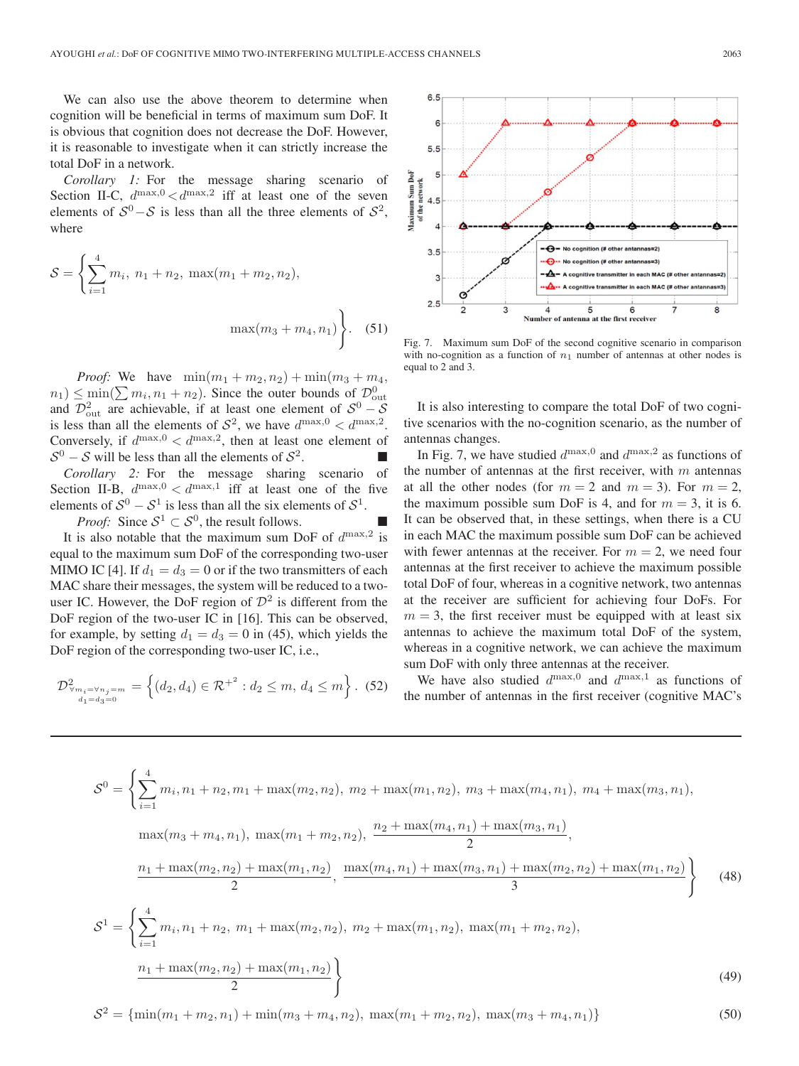We can also use the above theorem to determine when cognition will be beneficial in terms of maximum sum DoF. It is obvious that cognition does not decrease the DoF. However, it is reasonable to investigate when it can strictly increase the total DoF in a network.

*Corollary 1:* For the message sharing scenario of Section II-C, $d^{\max,0} < d^{\max,2}$ iff at least one of the seven elements of $\mathcal{S}^0 - \mathcal{S}$ is less than all the three elements of $\mathcal{S}^2$, where

$$\mathcal{S} = \left\{ \sum_{i=1}^{4} m_i,\ n_1 + n_2,\ \max(m_1 + m_2, n_2), \max(m_3 + m_4, n_1) \right\}. \quad (51)$$

*Proof:* We have $\min(m_1 + m_2, n_2) + \min(m_3 + m_4, n_1) \leq \min(\sum m_i, n_1 + n_2)$. Since the outer bounds of $\mathcal{D}^0_{\text{out}}$ and $\mathcal{D}^2_{\text{out}}$ are achievable, if at least one element of $\mathcal{S}^0 - \mathcal{S}$ is less than all the elements of $\mathcal{S}^2$, we have $d^{\max,0} < d^{\max,2}$. Conversely, if $d^{\max,0} < d^{\max,2}$, then at least one element of $\mathcal{S}^0 - \mathcal{S}$ will be less than all the elements of $\mathcal{S}^2$. ■

*Corollary 2:* For the message sharing scenario of Section II-B, $d^{\max,0} < d^{\max,1}$ iff at least one of the five elements of $\mathcal{S}^0 - \mathcal{S}^1$ is less than all the six elements of $\mathcal{S}^1$. ■

*Proof:* Since $\mathcal{S}^1 \subset \mathcal{S}^0$, the result follows.

It is also notable that the maximum sum DoF of $d^{\max,2}$ is equal to the maximum sum DoF of the corresponding two-user MIMO IC [4]. If $d_1 = d_3 = 0$ or if the two transmitters of each MAC share their messages, the system will be reduced to a two-user IC. However, the DoF region of $\mathcal{D}^2$ is different from the DoF region of the two-user IC in [16]. This can be observed, for example, by setting $d_1 = d_3 = 0$ in (45), which yields the DoF region of the corresponding two-user IC, i.e.,

$$\mathcal{D}^2_{\substack{\forall m_i = \forall n_j = m \\ d_1 = d_3 = 0}} = \left\{ (d_2, d_4) \in \mathcal{R}^{+^2} : d_2 \leq m,\ d_4 \leq m \right\}. \quad (52)$$

Fig. 7. Maximum sum DoF of the second cognitive scenario in comparison with no-cognition as a function of $n_1$ number of antennas at other nodes is equal to 2 and 3.

It is also interesting to compare the total DoF of two cognitive scenarios with the no-cognition scenario, as the number of antennas changes.

In Fig. 7, we have studied $d^{\max,0}$ and $d^{\max,2}$ as functions of the number of antennas at the first receiver, with $m$ antennas at all the other nodes (for $m = 2$ and $m = 3$). For $m = 2$, the maximum possible sum DoF is 4, and for $m = 3$, it is 6. It can be observed that, in these settings, when there is a CU in each MAC the maximum possible sum DoF can be achieved with fewer antennas at the receiver. For $m = 2$, we need four antennas at the first receiver to achieve the maximum possible total DoF of four, whereas in a cognitive network, two antennas at the receiver are sufficient for achieving four DoFs. For $m = 3$, the first receiver must be equipped with at least six antennas to achieve the maximum total DoF of the system, whereas in a cognitive network, we can achieve the maximum sum DoF with only three antennas at the receiver.

We have also studied $d^{\max,0}$ and $d^{\max,1}$ as functions of the number of antennas in the first receiver (cognitive MAC's

$$\mathcal{S}^0 = \left\{ \sum_{i=1}^{4} m_i, n_1 + n_2, m_1 + \max(m_2, n_2),\ m_2 + \max(m_1, n_2),\ m_3 + \max(m_4, n_1),\ m_4 + \max(m_3, n_1), \right.$$
$$\max(m_3 + m_4, n_1),\ \max(m_1 + m_2, n_2),\ \frac{n_2 + \max(m_4, n_1) + \max(m_3, n_1)}{2},$$
$$\left. \frac{n_1 + \max(m_2, n_2) + \max(m_1, n_2)}{2},\ \frac{\max(m_4, n_1) + \max(m_3, n_1) + \max(m_2, n_2) + \max(m_1, n_2)}{3} \right\} \quad (48)$$

$$\mathcal{S}^1 = \left\{ \sum_{i=1}^{4} m_i, n_1 + n_2,\ m_1 + \max(m_2, n_2),\ m_2 + \max(m_1, n_2),\ \max(m_1 + m_2, n_2), \right.$$
$$\left. \frac{n_1 + \max(m_2, n_2) + \max(m_1, n_2)}{2} \right\} \quad (49)$$

$$\mathcal{S}^2 = \{\min(m_1 + m_2, n_1) + \min(m_3 + m_4, n_2),\ \max(m_1 + m_2, n_2),\ \max(m_3 + m_4, n_1)\} \quad (50)$$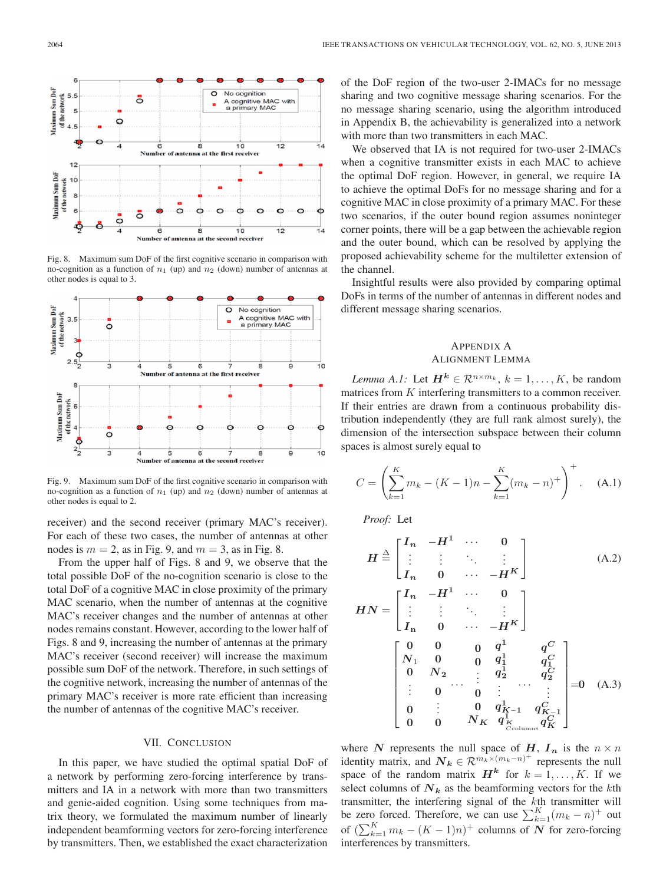Fig. 8. Maximum sum DoF of the first cognitive scenario in comparison with no-cognition as a function of $n_1$ (up) and $n_2$ (down) number of antennas at other nodes is equal to 3.

Fig. 9. Maximum sum DoF of the first cognitive scenario in comparison with no-cognition as a function of $n_1$ (up) and $n_2$ (down) number of antennas at other nodes is equal to 2.

receiver) and the second receiver (primary MAC's receiver). For each of these two cases, the number of antennas at other nodes is $m = 2$, as in Fig. 9, and $m = 3$, as in Fig. 8.

From the upper half of Figs. 8 and 9, we observe that the total possible DoF of the no-cognition scenario is close to the total DoF of a cognitive MAC in close proximity of the primary MAC scenario, when the number of antennas at the cognitive MAC's receiver changes and the number of antennas at other nodes remains constant. However, according to the lower half of Figs. 8 and 9, increasing the number of antennas at the primary MAC's receiver (second receiver) will increase the maximum possible sum DoF of the network. Therefore, in such settings of the cognitive network, increasing the number of antennas of the primary MAC's receiver is more rate efficient than increasing the number of antennas of the cognitive MAC's receiver.

## VII. Conclusion

In this paper, we have studied the optimal spatial DoF of a network by performing zero-forcing interference by transmitters and IA in a network with more than two transmitters and genie-aided cognition. Using some techniques from matrix theory, we formulated the maximum number of linearly independent beamforming vectors for zero-forcing interference by transmitters. Then, we established the exact characterization of the DoF region of the two-user 2-IMACs for no message sharing and two cognitive message sharing scenarios. For the no message sharing scenario, using the algorithm introduced in Appendix B, the achievability is generalized into a network with more than two transmitters in each MAC.

We observed that IA is not required for two-user 2-IMACs when a cognitive transmitter exists in each MAC to achieve the optimal DoF region. However, in general, we require IA to achieve the optimal DoFs for no message sharing and for a cognitive MAC in close proximity of a primary MAC. For these two scenarios, if the outer bound region assumes noninteger corner points, there will be a gap between the achievable region and the outer bound, which can be resolved by applying the proposed achievability scheme for the multiletter extension of the channel.

Insightful results were also provided by comparing optimal DoFs in terms of the number of antennas in different nodes and different message sharing scenarios.

## Appendix A
## Alignment Lemma

*Lemma A.1:* Let $\boldsymbol{H^k} \in \mathcal{R}^{n\times m_k}$, $k = 1,\ldots,K$, be random matrices from $K$ interfering transmitters to a common receiver. If their entries are drawn from a continuous probability distribution independently (they are full rank almost surely), the dimension of the intersection subspace between their column spaces is almost surely equal to

$$C = \left(\sum_{k=1}^{K} m_k - (K-1)n - \sum_{k=1}^{K}(m_k - n)^+\right)^+. \quad \text{(A.1)}$$

*Proof:* Let

$$\boldsymbol{H} \triangleq \begin{bmatrix} \boldsymbol{I_n} & -\boldsymbol{H^1} & \cdots & 0 \\ \vdots & \vdots & \ddots & \vdots \\ \boldsymbol{I_n} & 0 & \cdots & -\boldsymbol{H^K} \end{bmatrix} \quad \text{(A.2)}$$

$$\boldsymbol{HN} = \begin{bmatrix} \boldsymbol{I_n} & -\boldsymbol{H^1} & \cdots & 0 \\ \vdots & \vdots & \ddots & \vdots \\ \boldsymbol{I_n} & 0 & \cdots & -\boldsymbol{H^K} \end{bmatrix} \begin{bmatrix} 0 & 0 & & 0 & \boldsymbol{q^1} & & \boldsymbol{q^C} \\ \boldsymbol{N_1} & 0 & & 0 & \boldsymbol{q_1^1} & & \boldsymbol{q_1^C} \\ 0 & \boldsymbol{N_2} & & \vdots & \boldsymbol{q_2^1} & & \boldsymbol{q_2^C} \\ \vdots & 0 & \cdots & 0 & \vdots & \cdots & \vdots \\ 0 & \vdots & & 0 & \boldsymbol{q_{K-1}^1} & & \boldsymbol{q_{K-1}^C} \\ 0 & 0 & & \boldsymbol{N_K} & \boldsymbol{q_K^1} & & \boldsymbol{q_K^C} \end{bmatrix}_{C\text{columns}} = 0 \quad \text{(A.3)}$$

where $\boldsymbol{N}$ represents the null space of $\boldsymbol{H}$, $\boldsymbol{I_n}$ is the $n \times n$ identity matrix, and $\boldsymbol{N_k} \in \mathcal{R}^{m_k\times(m_k-n)^+}$ represents the null space of the random matrix $\boldsymbol{H^k}$ for $k = 1,\ldots,K$. If we select columns of $\boldsymbol{N_k}$ as the beamforming vectors for the $k$th transmitter, the interfering signal of the $k$th transmitter will be zero forced. Therefore, we can use $\sum_{k=1}^{K}(m_k - n)^+$ out of $(\sum_{k=1}^{K} m_k - (K-1)n)^+$ columns of $\boldsymbol{N}$ for zero-forcing interferences by transmitters.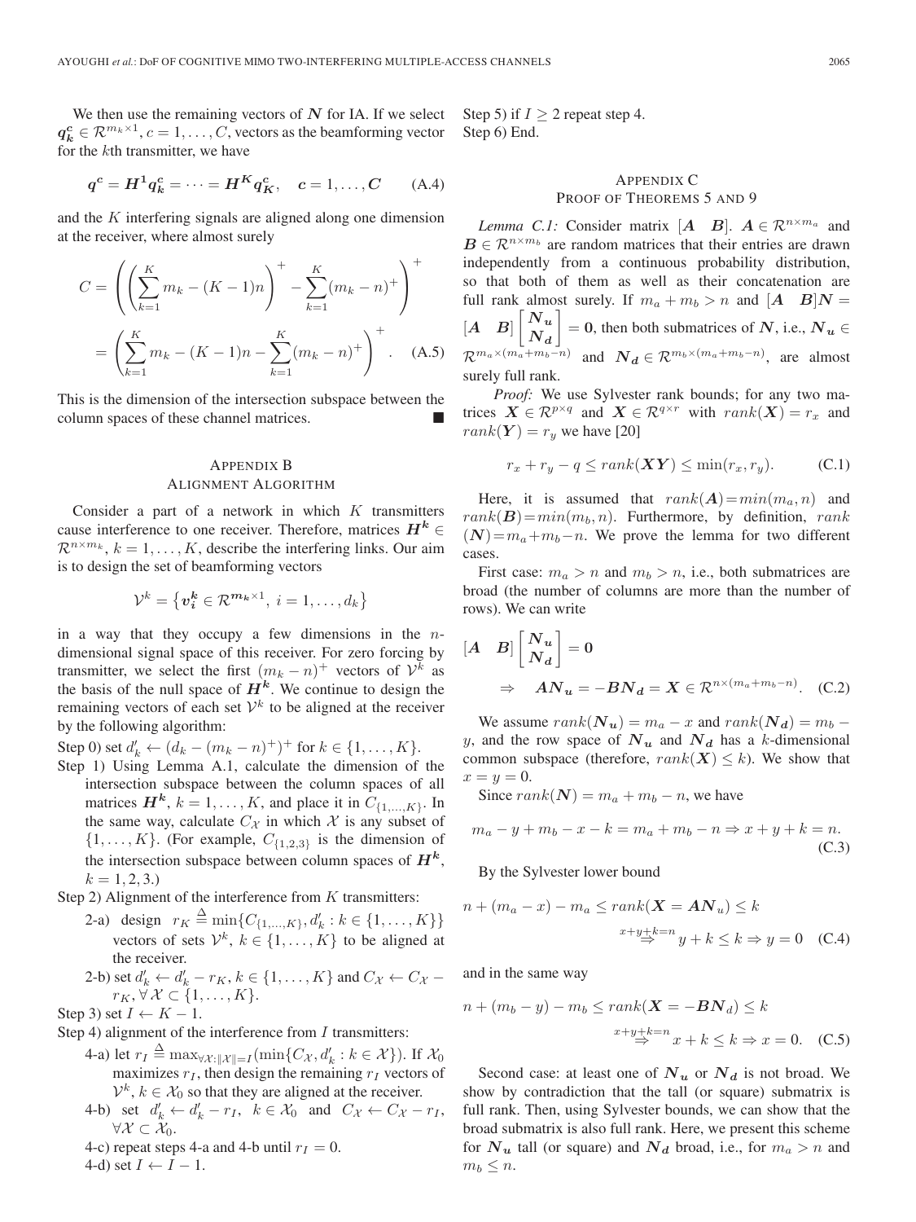We then use the remaining vectors of $\boldsymbol{N}$ for IA. If we select $\boldsymbol{q_k^c} \in \mathcal{R}^{m_k \times 1}$, $c = 1, \ldots, C$, vectors as the beamforming vector for the $k$th transmitter, we have

$$\boldsymbol{q^c} = \boldsymbol{H^1 q_k^c} = \cdots = \boldsymbol{H^K q_K^c}, \quad \boldsymbol{c} = 1, \ldots, \boldsymbol{C} \tag{A.4}$$

and the $K$ interfering signals are aligned along one dimension at the receiver, where almost surely

$$C = \left( \left( \sum_{k=1}^{K} m_k - (K-1)n \right)^+ - \sum_{k=1}^{K} (m_k - n)^+ \right)^+$$
$$= \left( \sum_{k=1}^{K} m_k - (K-1)n - \sum_{k=1}^{K} (m_k - n)^+ \right)^+. \tag{A.5}$$

This is the dimension of the intersection subspace between the column spaces of these channel matrices. ■

## Appendix B
## Alignment Algorithm

Consider a part of a network in which $K$ transmitters cause interference to one receiver. Therefore, matrices $\boldsymbol{H^k} \in \mathcal{R}^{n \times m_k}$, $k = 1, \ldots, K$, describe the interfering links. Our aim is to design the set of beamforming vectors

$$\mathcal{V}^k = \left\{ \boldsymbol{v_i^k} \in \mathcal{R}^{\boldsymbol{m_k} \times 1},\ i = 1, \ldots, d_k \right\}$$

in a way that they occupy a few dimensions in the $n$-dimensional signal space of this receiver. For zero forcing by transmitter, we select the first $(m_k - n)^+$ vectors of $\mathcal{V}^k$ as the basis of the null space of $\boldsymbol{H^k}$. We continue to design the remaining vectors of each set $\mathcal{V}^k$ to be aligned at the receiver by the following algorithm:

Step 0) set $d'_k \leftarrow (d_k - (m_k - n)^+)^+$ for $k \in \{1, \ldots, K\}$.

Step 1) Using Lemma A.1, calculate the dimension of the intersection subspace between the column spaces of all matrices $\boldsymbol{H^k}$, $k = 1, \ldots, K$, and place it in $C_{\{1,\ldots,K\}}$. In the same way, calculate $C_{\mathcal{X}}$ in which $\mathcal{X}$ is any subset of $\{1, \ldots, K\}$. (For example, $C_{\{1,2,3\}}$ is the dimension of the intersection subspace between column spaces of $\boldsymbol{H^k}$, $k = 1, 2, 3$.)

Step 2) Alignment of the interference from $K$ transmitters:

- 2-a) design $r_K \triangleq \min\{C_{\{1,\ldots,K\}}, d'_k : k \in \{1, \ldots, K\}\}$ vectors of sets $\mathcal{V}^k$, $k \in \{1, \ldots, K\}$ to be aligned at the receiver.
- 2-b) set $d'_k \leftarrow d'_k - r_K$, $k \in \{1, \ldots, K\}$ and $C_{\mathcal{X}} \leftarrow C_{\mathcal{X}} - r_K, \forall \mathcal{X} \subset \{1, \ldots, K\}$.

Step 3) set $I \leftarrow K - 1$.

Step 4) alignment of the interference from $I$ transmitters:

- 4-a) let $r_I \triangleq \max_{\forall \mathcal{X}: \|\mathcal{X}\| = I} (\min\{C_{\mathcal{X}}, d'_k : k \in \mathcal{X}\})$. If $\mathcal{X}_0$ maximizes $r_I$, then design the remaining $r_I$ vectors of $\mathcal{V}^k$, $k \in \mathcal{X}_0$ so that they are aligned at the receiver.
- 4-b) set $d'_k \leftarrow d'_k - r_I$, $k \in \mathcal{X}_0$ and $C_{\mathcal{X}} \leftarrow C_{\mathcal{X}} - r_I$, $\forall \mathcal{X} \subset \mathcal{X}_0$.
- 4-c) repeat steps 4-a and 4-b until $r_I = 0$.
- 4-d) set $I \leftarrow I - 1$.

Step 5) if $I \geq 2$ repeat step 4.

Step 6) End.

## Appendix C
## Proof of Theorems 5 and 9

*Lemma C.1:* Consider matrix $[\boldsymbol{A} \quad \boldsymbol{B}]$. $\boldsymbol{A} \in \mathcal{R}^{n \times m_a}$ and $\boldsymbol{B} \in \mathcal{R}^{n \times m_b}$ are random matrices that their entries are drawn independently from a continuous probability distribution, so that both of them as well as their concatenation are full rank almost surely. If $m_a + m_b > n$ and $[\boldsymbol{A} \quad \boldsymbol{B}]\boldsymbol{N} = [\boldsymbol{A} \quad \boldsymbol{B}] \begin{bmatrix} \boldsymbol{N_u} \\ \boldsymbol{N_d} \end{bmatrix} = \boldsymbol{0}$, then both submatrices of $\boldsymbol{N}$, i.e., $\boldsymbol{N_u} \in \mathcal{R}^{m_a \times (m_a + m_b - n)}$ and $\boldsymbol{N_d} \in \mathcal{R}^{m_b \times (m_a + m_b - n)}$, are almost surely full rank.

*Proof:* We use Sylvester rank bounds; for any two matrices $\boldsymbol{X} \in \mathcal{R}^{p \times q}$ and $\boldsymbol{X} \in \mathcal{R}^{q \times r}$ with $rank(\boldsymbol{X}) = r_x$ and $rank(\boldsymbol{Y}) = r_y$ we have [20]

$$r_x + r_y - q \leq rank(\boldsymbol{XY}) \leq \min(r_x, r_y). \tag{C.1}$$

Here, it is assumed that $rank(\boldsymbol{A}) = min(m_a, n)$ and $rank(\boldsymbol{B}) = min(m_b, n)$. Furthermore, by definition, $rank(\boldsymbol{N}) = m_a + m_b - n$. We prove the lemma for two different cases.

First case: $m_a > n$ and $m_b > n$, i.e., both submatrices are broad (the number of columns are more than the number of rows). We can write

$$[\boldsymbol{A} \quad \boldsymbol{B}] \begin{bmatrix} \boldsymbol{N_u} \\ \boldsymbol{N_d} \end{bmatrix} = \boldsymbol{0}$$
$$\Rightarrow \quad \boldsymbol{AN_u} = -\boldsymbol{BN_d} = \boldsymbol{X} \in \mathcal{R}^{n \times (m_a + m_b - n)}. \tag{C.2}$$

We assume $rank(\boldsymbol{N_u}) = m_a - x$ and $rank(\boldsymbol{N_d}) = m_b - y$, and the row space of $\boldsymbol{N_u}$ and $\boldsymbol{N_d}$ has a $k$-dimensional common subspace (therefore, $rank(\boldsymbol{X}) \leq k$). We show that $x = y = 0$.

Since $rank(\boldsymbol{N}) = m_a + m_b - n$, we have

$$m_a - y + m_b - x - k = m_a + m_b - n \Rightarrow x + y + k = n. \tag{C.3}$$

By the Sylvester lower bound

$$n + (m_a - x) - m_a \leq rank(\boldsymbol{X} = \boldsymbol{AN}_u) \leq k$$
$$\overset{x+y+k=n}{\Rightarrow} y + k \leq k \Rightarrow y = 0 \tag{C.4}$$

and in the same way

$$n + (m_b - y) - m_b \leq rank(\boldsymbol{X} = -\boldsymbol{BN}_d) \leq k$$
$$\overset{x+y+k=n}{\Rightarrow} x + k \leq k \Rightarrow x = 0. \tag{C.5}$$

Second case: at least one of $\boldsymbol{N_u}$ or $\boldsymbol{N_d}$ is not broad. We show by contradiction that the tall (or square) submatrix is full rank. Then, using Sylvester bounds, we can show that the broad submatrix is also full rank. Here, we present this scheme for $\boldsymbol{N_u}$ tall (or square) and $\boldsymbol{N_d}$ broad, i.e., for $m_a > n$ and $m_b \leq n$.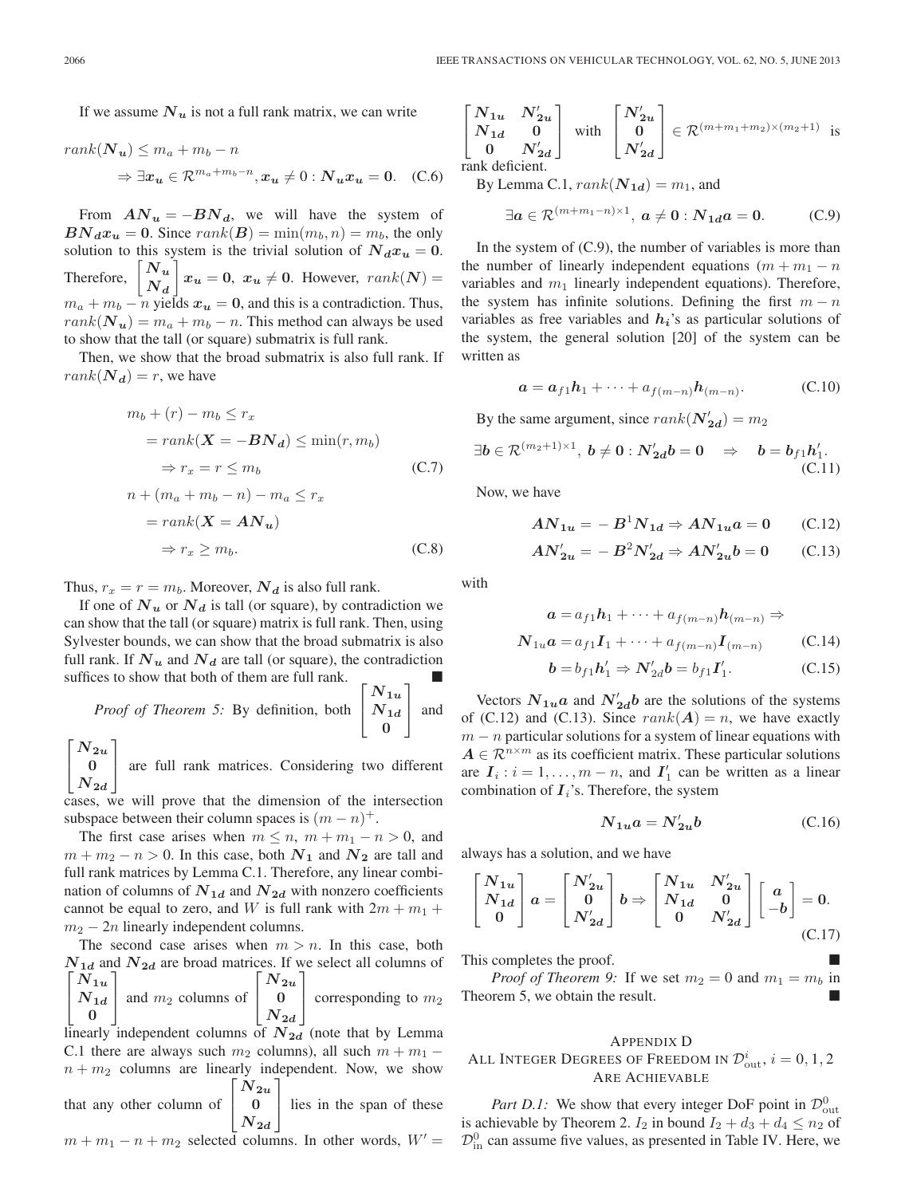If we assume $\boldsymbol{N_u}$ is not a full rank matrix, we can write

$$
\begin{aligned}
&rank(\boldsymbol{N_u}) \leq m_a + m_b - n \\
&\quad \Rightarrow \exists \boldsymbol{x_u} \in \mathcal{R}^{m_a+m_b-n}, \boldsymbol{x_u} \neq 0 : \boldsymbol{N_u x_u} = \boldsymbol{0}. \quad \text{(C.6)}
\end{aligned}
$$

From $\boldsymbol{AN_u} = -\boldsymbol{BN_d}$, we will have the system of $\boldsymbol{BN_d x_u} = \boldsymbol{0}$. Since $rank(\boldsymbol{B}) = \min(m_b, n) = m_b$, the only solution to this system is the trivial solution of $\boldsymbol{N_d x_u} = \boldsymbol{0}$. Therefore, $\begin{bmatrix} \boldsymbol{N_u} \\ \boldsymbol{N_d} \end{bmatrix} \boldsymbol{x_u} = \boldsymbol{0}$, $\boldsymbol{x_u} \neq \boldsymbol{0}$. However, $rank(\boldsymbol{N}) = m_a + m_b - n$ yields $\boldsymbol{x_u} = \boldsymbol{0}$, and this is a contradiction. Thus, $rank(\boldsymbol{N_u}) = m_a + m_b - n$. This method can always be used to show that the tall (or square) submatrix is full rank.

Then, we show that the broad submatrix is also full rank. If $rank(\boldsymbol{N_d}) = r$, we have

$$
\begin{aligned}
m_b + (r) - m_b &\leq r_x \\
&= rank(\boldsymbol{X} = -\boldsymbol{BN_d}) \leq \min(r, m_b) \\
&\Rightarrow r_x = r \leq m_b \qquad \text{(C.7)} \\
n + (m_a + m_b - n) - m_a &\leq r_x \\
&= rank(\boldsymbol{X} = \boldsymbol{AN_u}) \\
&\Rightarrow r_x \geq m_b. \qquad \text{(C.8)}
\end{aligned}
$$

Thus, $r_x = r = m_b$. Moreover, $\boldsymbol{N_d}$ is also full rank.

If one of $\boldsymbol{N_u}$ or $\boldsymbol{N_d}$ is tall (or square), by contradiction we can show that the tall (or square) matrix is full rank. Then, using Sylvester bounds, we can show that the broad submatrix is also full rank. If $\boldsymbol{N_u}$ and $\boldsymbol{N_d}$ are tall (or square), the contradiction suffices to show that both of them are full rank. ■

*Proof of Theorem 5:* By definition, both $\begin{bmatrix} \boldsymbol{N_{1u}} \\ \boldsymbol{N_{1d}} \\ \boldsymbol{0} \end{bmatrix}$ and $\begin{bmatrix} \boldsymbol{N_{2u}} \\ \boldsymbol{0} \\ \boldsymbol{N_{2d}} \end{bmatrix}$ are full rank matrices. Considering two different cases, we will prove that the dimension of the intersection subspace between their column spaces is $(m-n)^+$.

The first case arises when $m \leq n$, $m + m_1 - n > 0$, and $m + m_2 - n > 0$. In this case, both $\boldsymbol{N_1}$ and $\boldsymbol{N_2}$ are tall and full rank matrices by Lemma C.1. Therefore, any linear combination of columns of $\boldsymbol{N_{1d}}$ and $\boldsymbol{N_{2d}}$ with nonzero coefficients cannot be equal to zero, and $W$ is full rank with $2m + m_1 + m_2 - 2n$ linearly independent columns.

The second case arises when $m > n$. In this case, both $\boldsymbol{N_{1d}}$ and $\boldsymbol{N_{2d}}$ are broad matrices. If we select all columns of $\begin{bmatrix} \boldsymbol{N_{1u}} \\ \boldsymbol{N_{1d}} \\ \boldsymbol{0} \end{bmatrix}$ and $m_2$ columns of $\begin{bmatrix} \boldsymbol{N_{2u}} \\ \boldsymbol{0} \\ \boldsymbol{N_{2d}} \end{bmatrix}$ corresponding to $m_2$ linearly independent columns of $\boldsymbol{N_{2d}}$ (note that by Lemma C.1 there are always such $m_2$ columns), all such $m + m_1 - n + m_2$ columns are linearly independent. Now, we show that any other column of $\begin{bmatrix} \boldsymbol{N_{2u}} \\ \boldsymbol{0} \\ \boldsymbol{N_{2d}} \end{bmatrix}$ lies in the span of these $m + m_1 - n + m_2$ selected columns. In other words, $W' = \begin{bmatrix} \boldsymbol{N_{1u}} & \boldsymbol{N'_{2u}} \\ \boldsymbol{N_{1d}} & \boldsymbol{0} \\ \boldsymbol{0} & \boldsymbol{N'_{2d}} \end{bmatrix}$ with $\begin{bmatrix} \boldsymbol{N'_{2u}} \\ \boldsymbol{0} \\ \boldsymbol{N'_{2d}} \end{bmatrix} \in \mathcal{R}^{(m+m_1+m_2)\times(m_2+1)}$ is rank deficient.

By Lemma C.1, $rank(\boldsymbol{N_{1d}}) = m_1$, and

$$
\exists \boldsymbol{a} \in \mathcal{R}^{(m+m_1-n)\times 1},\ \boldsymbol{a} \neq \boldsymbol{0} : \boldsymbol{N_{1d} a} = \boldsymbol{0}. \tag{C.9}
$$

In the system of (C.9), the number of variables is more than the number of linearly independent equations ($m + m_1 - n$ variables and $m_1$ linearly independent equations). Therefore, the system has infinite solutions. Defining the first $m - n$ variables as free variables and $\boldsymbol{h_i}$'s as particular solutions of the system, the general solution [20] of the system can be written as

$$
\boldsymbol{a} = \boldsymbol{a}_{f1}\boldsymbol{h}_1 + \cdots + \boldsymbol{a}_{f(m-n)}\boldsymbol{h}_{(m-n)}. \tag{C.10}
$$

By the same argument, since $rank(\boldsymbol{N'_{2d}}) = m_2$

$$
\exists \boldsymbol{b} \in \mathcal{R}^{(m_2+1)\times 1},\ \boldsymbol{b} \neq \boldsymbol{0} : \boldsymbol{N'_{2d} b} = \boldsymbol{0} \quad \Rightarrow \quad \boldsymbol{b} = \boldsymbol{b}_{f1}\boldsymbol{h}'_1. \tag{C.11}
$$

Now, we have

$$
\boldsymbol{AN_{1u}} = -\boldsymbol{B}^1\boldsymbol{N_{1d}} \Rightarrow \boldsymbol{AN_{1u}a} = \boldsymbol{0} \tag{C.12}
$$

$$
\boldsymbol{AN'_{2u}} = -\boldsymbol{B}^2\boldsymbol{N'_{2d}} \Rightarrow \boldsymbol{AN'_{2u}b} = \boldsymbol{0} \tag{C.13}
$$

with

$$
\begin{aligned}
\boldsymbol{a} = a_{f1}\boldsymbol{h}_1 + \cdots + a_{f(m-n)}\boldsymbol{h}_{(m-n)} &\Rightarrow \\
\boldsymbol{N}_{1u}\boldsymbol{a} = a_{f1}\boldsymbol{I}_1 + \cdots + a_{f(m-n)}\boldsymbol{I}_{(m-n)} & \qquad \text{(C.14)} \\
\boldsymbol{b} = b_{f1}\boldsymbol{h}'_1 \Rightarrow \boldsymbol{N}'_{2d}\boldsymbol{b} = b_{f1}\boldsymbol{I}'_1. & \qquad \text{(C.15)}
\end{aligned}
$$

Vectors $\boldsymbol{N_{1u}a}$ and $\boldsymbol{N'_{2d}b}$ are the solutions of the systems of (C.12) and (C.13). Since $rank(\boldsymbol{A}) = n$, we have exactly $m - n$ particular solutions for a system of linear equations with $\boldsymbol{A} \in \mathcal{R}^{n\times m}$ as its coefficient matrix. These particular solutions are $\boldsymbol{I}_i : i = 1, \ldots, m-n$, and $\boldsymbol{I}'_1$ can be written as a linear combination of $\boldsymbol{I}_i$'s. Therefore, the system

$$
\boldsymbol{N_{1u}a} = \boldsymbol{N'_{2u}b} \tag{C.16}
$$

always has a solution, and we have

$$
\begin{bmatrix} \boldsymbol{N_{1u}} \\ \boldsymbol{N_{1d}} \\ \boldsymbol{0} \end{bmatrix} \boldsymbol{a} = \begin{bmatrix} \boldsymbol{N'_{2u}} \\ \boldsymbol{0} \\ \boldsymbol{N'_{2d}} \end{bmatrix} \boldsymbol{b} \Rightarrow \begin{bmatrix} \boldsymbol{N_{1u}} & \boldsymbol{N'_{2u}} \\ \boldsymbol{N_{1d}} & \boldsymbol{0} \\ \boldsymbol{0} & \boldsymbol{N'_{2d}} \end{bmatrix} \begin{bmatrix} \boldsymbol{a} \\ -\boldsymbol{b} \end{bmatrix} = \boldsymbol{0}. \tag{C.17}
$$

This completes the proof. ■

*Proof of Theorem 9:* If we set $m_2 = 0$ and $m_1 = m_b$ in Theorem 5, we obtain the result. ■

## Appendix D
## All Integer Degrees of Freedom in $\mathcal{D}^i_{\text{out}}$, $i = 0, 1, 2$ Are Achievable

*Part D.1:* We show that every integer DoF point in $\mathcal{D}^0_{\text{out}}$ is achievable by Theorem 2. $I_2$ in bound $I_2 + d_3 + d_4 \leq n_2$ of $\mathcal{D}^0_{\text{in}}$ can assume five values, as presented in Table IV. Here, we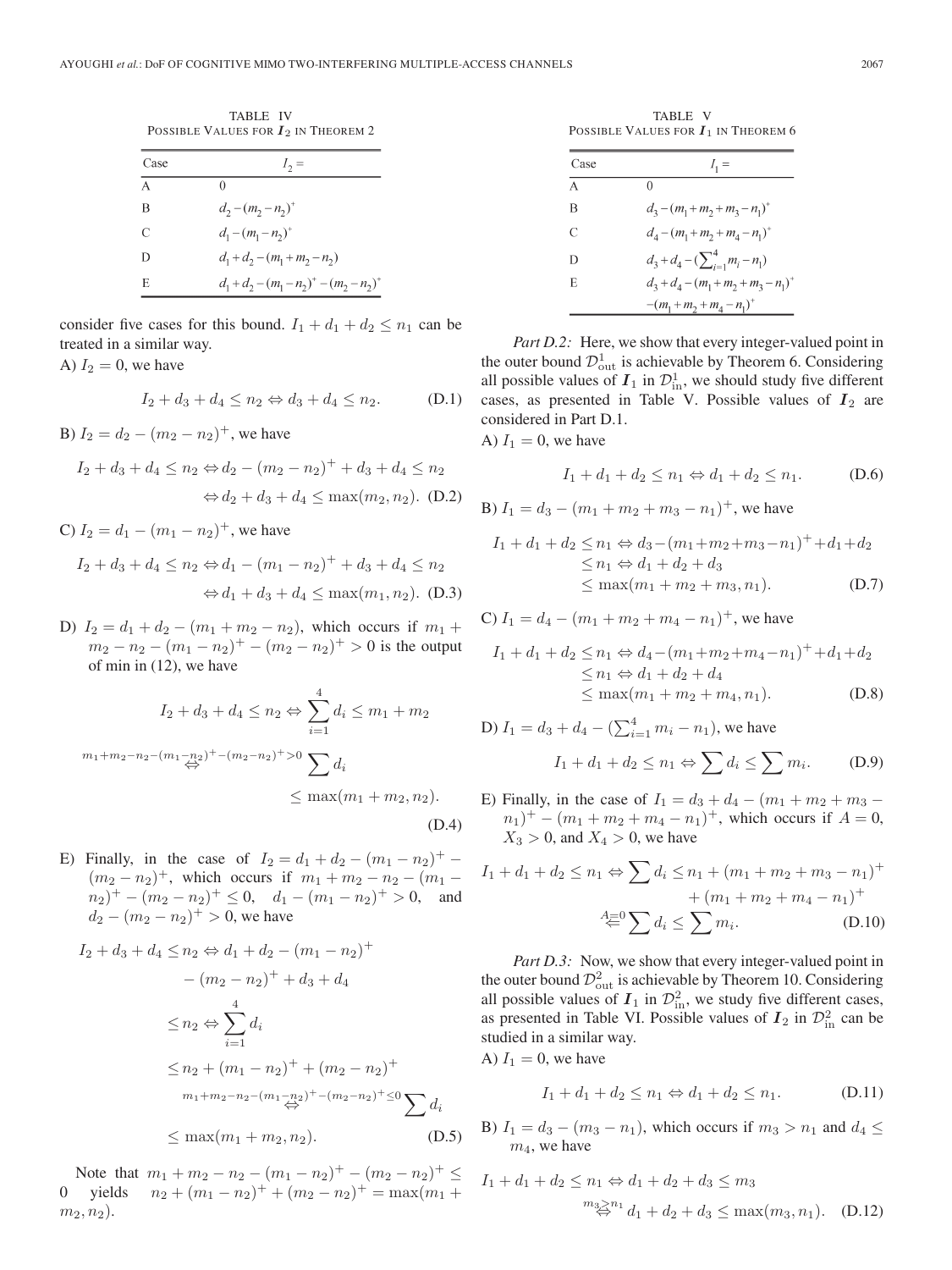TABLE IV
POSSIBLE VALUES FOR $\boldsymbol{I}_2$ IN THEOREM 2

| Case | $I_2 =$ |
|---|---|
| A | $0$ |
| B | $d_2 - (m_2 - n_2)^+$ |
| C | $d_1 - (m_1 - n_2)^+$ |
| D | $d_1 + d_2 - (m_1 + m_2 - n_2)$ |
| E | $d_1 + d_2 - (m_1 - n_2)^+ - (m_2 - n_2)^+$ |

consider five cases for this bound. $I_1 + d_1 + d_2 \leq n_1$ can be treated in a similar way.

A) $I_2 = 0$, we have

$$I_2 + d_3 + d_4 \leq n_2 \Leftrightarrow d_3 + d_4 \leq n_2. \tag{D.1}$$

B) $I_2 = d_2 - (m_2 - n_2)^+$, we have

$$\begin{aligned} I_2 + d_3 + d_4 \leq n_2 &\Leftrightarrow d_2 - (m_2 - n_2)^+ + d_3 + d_4 \leq n_2 \\ &\Leftrightarrow d_2 + d_3 + d_4 \leq \max(m_2, n_2). \end{aligned} \tag{D.2}$$

C) $I_2 = d_1 - (m_1 - n_2)^+$, we have

$$\begin{aligned} I_2 + d_3 + d_4 \leq n_2 &\Leftrightarrow d_1 - (m_1 - n_2)^+ + d_3 + d_4 \leq n_2 \\ &\Leftrightarrow d_1 + d_3 + d_4 \leq \max(m_1, n_2). \end{aligned} \tag{D.3}$$

D) $I_2 = d_1 + d_2 - (m_1 + m_2 - n_2)$, which occurs if $m_1 + m_2 - n_2 - (m_1 - n_2)^+ - (m_2 - n_2)^+ > 0$ is the output of min in (12), we have

$$\begin{aligned} I_2 + d_3 + d_4 \leq n_2 &\Leftrightarrow \sum_{i=1}^{4} d_i \leq m_1 + m_2 \\ &\overset{m_1+m_2-n_2-(m_1-n_2)^+-(m_2-n_2)^+>0}{\Leftrightarrow} \sum d_i \leq \max(m_1 + m_2, n_2). \end{aligned} \tag{D.4}$$

E) Finally, in the case of $I_2 = d_1 + d_2 - (m_1 - n_2)^+ - (m_2 - n_2)^+$, which occurs if $m_1 + m_2 - n_2 - (m_1 - n_2)^+ - (m_2 - n_2)^+ \leq 0$, $d_1 - (m_1 - n_2)^+ > 0$, and $d_2 - (m_2 - n_2)^+ > 0$, we have

$$\begin{aligned} I_2 + d_3 + d_4 \leq n_2 &\Leftrightarrow d_1 + d_2 - (m_1 - n_2)^+ - (m_2 - n_2)^+ + d_3 + d_4 \\ &\leq n_2 \Leftrightarrow \sum_{i=1}^{4} d_i \\ &\leq n_2 + (m_1 - n_2)^+ + (m_2 - n_2)^+ \\ &\overset{m_1+m_2-n_2-(m_1-n_2)^+-(m_2-n_2)^+\leq 0}{\Leftrightarrow} \sum d_i \\ &\leq \max(m_1 + m_2, n_2). \end{aligned} \tag{D.5}$$

Note that $m_1 + m_2 - n_2 - (m_1 - n_2)^+ - (m_2 - n_2)^+ \leq 0$ yields $n_2 + (m_1 - n_2)^+ + (m_2 - n_2)^+ = \max(m_1 + m_2, n_2)$.

TABLE V
POSSIBLE VALUES FOR $\boldsymbol{I}_1$ IN THEOREM 6

| Case | $I_1 =$ |
|---|---|
| A | $0$ |
| B | $d_3 - (m_1 + m_2 + m_3 - n_1)^+$ |
| C | $d_4 - (m_1 + m_2 + m_4 - n_1)^+$ |
| D | $d_3 + d_4 - (\sum_{i=1}^{4} m_i - n_1)$ |
| E | $d_3 + d_4 - (m_1 + m_2 + m_3 - n_1)^+ - (m_1 + m_2 + m_4 - n_1)^+$ |

*Part D.2:* Here, we show that every integer-valued point in the outer bound $\mathcal{D}_{\text{out}}^1$ is achievable by Theorem 6. Considering all possible values of $\boldsymbol{I}_1$ in $\mathcal{D}_{\text{in}}^1$, we should study five different cases, as presented in Table V. Possible values of $\boldsymbol{I}_2$ are considered in Part D.1.

A) $I_1 = 0$, we have

$$I_1 + d_1 + d_2 \leq n_1 \Leftrightarrow d_1 + d_2 \leq n_1. \tag{D.6}$$

B) $I_1 = d_3 - (m_1 + m_2 + m_3 - n_1)^+$, we have

$$\begin{aligned} I_1 + d_1 + d_2 \leq n_1 &\Leftrightarrow d_3 - (m_1 + m_2 + m_3 - n_1)^+ + d_1 + d_2 \\ &\leq n_1 \Leftrightarrow d_1 + d_2 + d_3 \\ &\leq \max(m_1 + m_2 + m_3, n_1). \end{aligned} \tag{D.7}$$

C) $I_1 = d_4 - (m_1 + m_2 + m_4 - n_1)^+$, we have

$$\begin{aligned} I_1 + d_1 + d_2 \leq n_1 &\Leftrightarrow d_4 - (m_1 + m_2 + m_4 - n_1)^+ + d_1 + d_2 \\ &\leq n_1 \Leftrightarrow d_1 + d_2 + d_4 \\ &\leq \max(m_1 + m_2 + m_4, n_1). \end{aligned} \tag{D.8}$$

D) $I_1 = d_3 + d_4 - (\sum_{i=1}^{4} m_i - n_1)$, we have

$$I_1 + d_1 + d_2 \leq n_1 \Leftrightarrow \sum d_i \leq \sum m_i. \tag{D.9}$$

E) Finally, in the case of $I_1 = d_3 + d_4 - (m_1 + m_2 + m_3 - n_1)^+ - (m_1 + m_2 + m_4 - n_1)^+$, which occurs if $A = 0$, $X_3 > 0$, and $X_4 > 0$, we have

$$\begin{aligned} I_1 + d_1 + d_2 \leq n_1 \Leftrightarrow \sum d_i &\leq n_1 + (m_1 + m_2 + m_3 - n_1)^+ \\ &\quad + (m_1 + m_2 + m_4 - n_1)^+ \\ &\overset{A=0}{\Leftarrow} \sum d_i \leq \sum m_i. \end{aligned} \tag{D.10}$$

*Part D.3:* Now, we show that every integer-valued point in the outer bound $\mathcal{D}_{\text{out}}^2$ is achievable by Theorem 10. Considering all possible values of $\boldsymbol{I}_1$ in $\mathcal{D}_{\text{in}}^2$, we study five different cases, as presented in Table VI. Possible values of $\boldsymbol{I}_2$ in $\mathcal{D}_{\text{in}}^2$ can be studied in a similar way.

A) $I_1 = 0$, we have

$$I_1 + d_1 + d_2 \leq n_1 \Leftrightarrow d_1 + d_2 \leq n_1. \tag{D.11}$$

B) $I_1 = d_3 - (m_3 - n_1)$, which occurs if $m_3 > n_1$ and $d_4 \leq m_4$, we have

$$\begin{aligned} I_1 + d_1 + d_2 \leq n_1 &\Leftrightarrow d_1 + d_2 + d_3 \leq m_3 \\ &\overset{m_3 > n_1}{\Leftrightarrow} d_1 + d_2 + d_3 \leq \max(m_3, n_1). \end{aligned} \tag{D.12}$$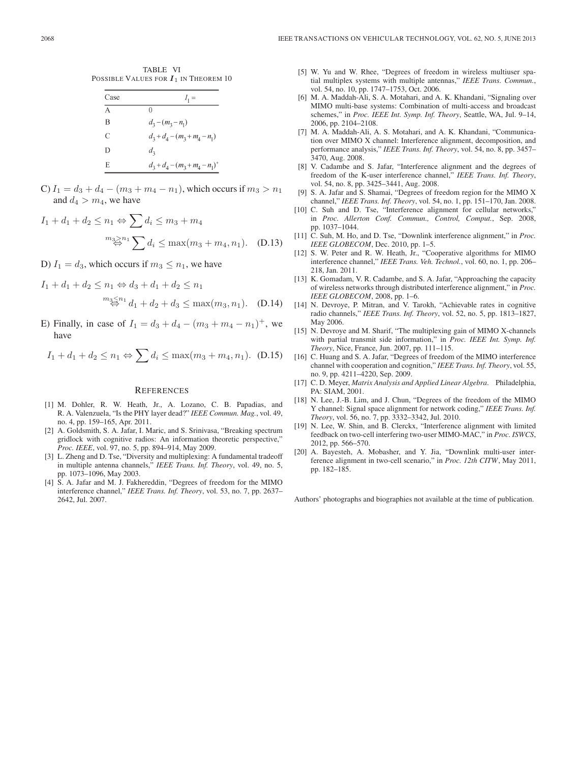TABLE VI
POSSIBLE VALUES FOR $I_1$ IN THEOREM 10

| Case | $I_1 =$ |
|---|---|
| A | $0$ |
| B | $d_3 - (m_3 - n_1)$ |
| C | $d_3 + d_4 - (m_3 + m_4 - n_1)$ |
| D | $d_3$ |
| E | $d_3 + d_4 - (m_3 + m_4 - n_1)^+$ |

C) $I_1 = d_3 + d_4 - (m_3 + m_4 - n_1)$, which occurs if $m_3 > n_1$ and $d_4 > m_4$, we have

$$I_1 + d_1 + d_2 \leq n_1 \Leftrightarrow \sum d_i \leq m_3 + m_4$$
$$\overset{m_3 \geq n_1}{\Leftrightarrow} \sum d_i \leq \max(m_3 + m_4, n_1). \quad \text{(D.13)}$$

D) $I_1 = d_3$, which occurs if $m_3 \leq n_1$, we have

$$I_1 + d_1 + d_2 \leq n_1 \Leftrightarrow d_3 + d_1 + d_2 \leq n_1$$
$$\overset{m_3 \leq n_1}{\Leftrightarrow} d_1 + d_2 + d_3 \leq \max(m_3, n_1). \quad \text{(D.14)}$$

E) Finally, in case of $I_1 = d_3 + d_4 - (m_3 + m_4 - n_1)^+$, we have

$$I_1 + d_1 + d_2 \leq n_1 \Leftrightarrow \sum d_i \leq \max(m_3 + m_4, n_1). \quad \text{(D.15)}$$

## REFERENCES

[1] M. Dohler, R. W. Heath, Jr., A. Lozano, C. B. Papadias, and R. A. Valenzuela, "Is the PHY layer dead?" *IEEE Commun. Mag.*, vol. 49, no. 4, pp. 159–165, Apr. 2011.

[2] A. Goldsmith, S. A. Jafar, I. Maric, and S. Srinivasa, "Breaking spectrum gridlock with cognitive radios: An information theoretic perspective," *Proc. IEEE*, vol. 97, no. 5, pp. 894–914, May 2009.

[3] L. Zheng and D. Tse, "Diversity and multiplexing: A fundamental tradeoff in multiple antenna channels," *IEEE Trans. Inf. Theory*, vol. 49, no. 5, pp. 1073–1096, May 2003.

[4] S. A. Jafar and M. J. Fakhereddin, "Degrees of freedom for the MIMO interference channel," *IEEE Trans. Inf. Theory*, vol. 53, no. 7, pp. 2637–2642, Jul. 2007.

[5] W. Yu and W. Rhee, "Degrees of freedom in wireless multiuser spatial multiplex systems with multiple antennas," *IEEE Trans. Commun.*, vol. 54, no. 10, pp. 1747–1753, Oct. 2006.

[6] M. A. Maddah-Ali, S. A. Motahari, and A. K. Khandani, "Signaling over MIMO multi-base systems: Combination of multi-access and broadcast schemes," in *Proc. IEEE Int. Symp. Inf. Theory*, Seattle, WA, Jul. 9–14, 2006, pp. 2104–2108.

[7] M. A. Maddah-Ali, A. S. Motahari, and A. K. Khandani, "Communication over MIMO X channel: Interference alignment, decomposition, and performance analysis," *IEEE Trans. Inf. Theory*, vol. 54, no. 8, pp. 3457–3470, Aug. 2008.

[8] V. Cadambe and S. Jafar, "Interference alignment and the degrees of freedom of the K-user interference channel," *IEEE Trans. Inf. Theory*, vol. 54, no. 8, pp. 3425–3441, Aug. 2008.

[9] S. A. Jafar and S. Shamai, "Degrees of freedom region for the MIMO X channel," *IEEE Trans. Inf. Theory*, vol. 54, no. 1, pp. 151–170, Jan. 2008.

[10] C. Suh and D. Tse, "Interference alignment for cellular networks," in *Proc. Allerton Conf. Commun., Control, Comput.*, Sep. 2008, pp. 1037–1044.

[11] C. Suh, M. Ho, and D. Tse, "Downlink interference alignment," in *Proc. IEEE GLOBECOM*, Dec. 2010, pp. 1–5.

[12] S. W. Peter and R. W. Heath, Jr., "Cooperative algorithms for MIMO interference channels," *IEEE Trans. Veh. Technol.*, vol. 60, no. 1, pp. 206–218, Jan. 2011.

[13] K. Gomadam, V. R. Cadambe, and S. A. Jafar, "Approaching the capacity of wireless networks through distributed interference alignment," in *Proc. IEEE GLOBECOM*, 2008, pp. 1–6.

[14] N. Devroye, P. Mitran, and V. Tarokh, "Achievable rates in cognitive radio channels," *IEEE Trans. Inf. Theory*, vol. 52, no. 5, pp. 1813–1827, May 2006.

[15] N. Devroye and M. Sharif, "The multiplexing gain of MIMO X-channels with partial transmit side information," in *Proc. IEEE Int. Symp. Inf. Theory*, Nice, France, Jun. 2007, pp. 111–115.

[16] C. Huang and S. A. Jafar, "Degrees of freedom of the MIMO interference channel with cooperation and cognition," *IEEE Trans. Inf. Theory*, vol. 55, no. 9, pp. 4211–4220, Sep. 2009.

[17] C. D. Meyer, *Matrix Analysis and Applied Linear Algebra*. Philadelphia, PA: SIAM, 2001.

[18] N. Lee, J.-B. Lim, and J. Chun, "Degrees of the freedom of the MIMO Y channel: Signal space alignment for network coding," *IEEE Trans. Inf. Theory*, vol. 56, no. 7, pp. 3332–3342, Jul. 2010.

[19] N. Lee, W. Shin, and B. Clerckx, "Interference alignment with limited feedback on two-cell interfering two-user MIMO-MAC," in *Proc. ISWCS*, 2012, pp. 566–570.

[20] A. Bayesteh, A. Mobasher, and Y. Jia, "Downlink multi-user interference alignment in two-cell scenario," in *Proc. 12th CITW*, May 2011, pp. 182–185.

Authors' photographs and biographies not available at the time of publication.